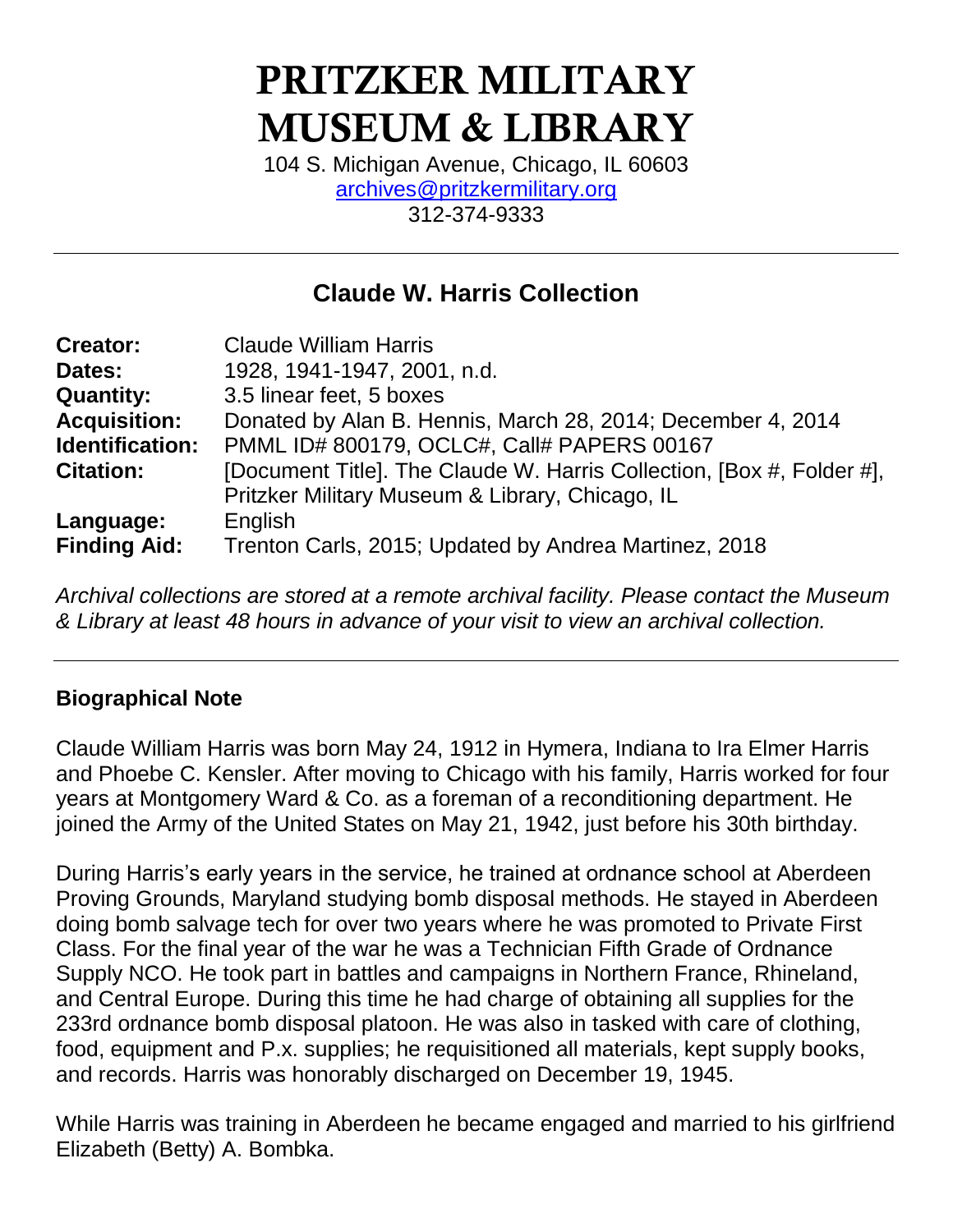# PRITZKER MILITARY MUSEUM & LIBRARY

104 S. Michigan Avenue, Chicago, IL 60603
archives@pritzkermilitary.org
312-374-9333

---

## Claude W. Harris Collection

| | |
|---|---|
| **Creator:** | Claude William Harris |
| **Dates:** | 1928, 1941-1947, 2001, n.d. |
| **Quantity:** | 3.5 linear feet, 5 boxes |
| **Acquisition:** | Donated by Alan B. Hennis, March 28, 2014; December 4, 2014 |
| **Identification:** | PMML ID# 800179, OCLC#, Call# PAPERS 00167 |
| **Citation:** | [Document Title]. The Claude W. Harris Collection, [Box #, Folder #], Pritzker Military Museum & Library, Chicago, IL |
| **Language:** | English |
| **Finding Aid:** | Trenton Carls, 2015; Updated by Andrea Martinez, 2018 |

*Archival collections are stored at a remote archival facility. Please contact the Museum & Library at least 48 hours in advance of your visit to view an archival collection.*

---

### Biographical Note

Claude William Harris was born May 24, 1912 in Hymera, Indiana to Ira Elmer Harris and Phoebe C. Kensler. After moving to Chicago with his family, Harris worked for four years at Montgomery Ward & Co. as a foreman of a reconditioning department. He joined the Army of the United States on May 21, 1942, just before his 30th birthday.

During Harris's early years in the service, he trained at ordnance school at Aberdeen Proving Grounds, Maryland studying bomb disposal methods. He stayed in Aberdeen doing bomb salvage tech for over two years where he was promoted to Private First Class. For the final year of the war he was a Technician Fifth Grade of Ordnance Supply NCO. He took part in battles and campaigns in Northern France, Rhineland, and Central Europe. During this time he had charge of obtaining all supplies for the 233rd ordnance bomb disposal platoon. He was also in tasked with care of clothing, food, equipment and P.x. supplies; he requisitioned all materials, kept supply books, and records. Harris was honorably discharged on December 19, 1945.

While Harris was training in Aberdeen he became engaged and married to his girlfriend Elizabeth (Betty) A. Bombka.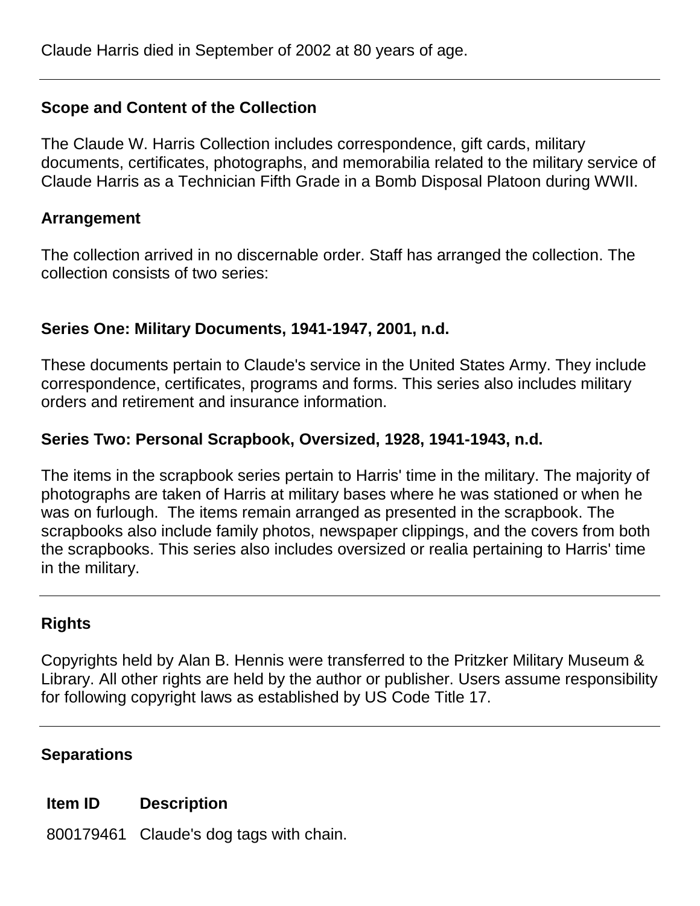Claude Harris died in September of 2002 at 80 years of age.

---

## Scope and Content of the Collection

The Claude W. Harris Collection includes correspondence, gift cards, military documents, certificates, photographs, and memorabilia related to the military service of Claude Harris as a Technician Fifth Grade in a Bomb Disposal Platoon during WWII.

## Arrangement

The collection arrived in no discernable order. Staff has arranged the collection. The collection consists of two series:

### Series One: Military Documents, 1941-1947, 2001, n.d.

These documents pertain to Claude's service in the United States Army. They include correspondence, certificates, programs and forms. This series also includes military orders and retirement and insurance information.

### Series Two: Personal Scrapbook, Oversized, 1928, 1941-1943, n.d.

The items in the scrapbook series pertain to Harris' time in the military. The majority of photographs are taken of Harris at military bases where he was stationed or when he was on furlough. The items remain arranged as presented in the scrapbook. The scrapbooks also include family photos, newspaper clippings, and the covers from both the scrapbooks. This series also includes oversized or realia pertaining to Harris' time in the military.

---

## Rights

Copyrights held by Alan B. Hennis were transferred to the Pritzker Military Museum & Library. All other rights are held by the author or publisher. Users assume responsibility for following copyright laws as established by US Code Title 17.

---

## Separations

| Item ID | Description |
|---|---|
| 800179461 | Claude's dog tags with chain. |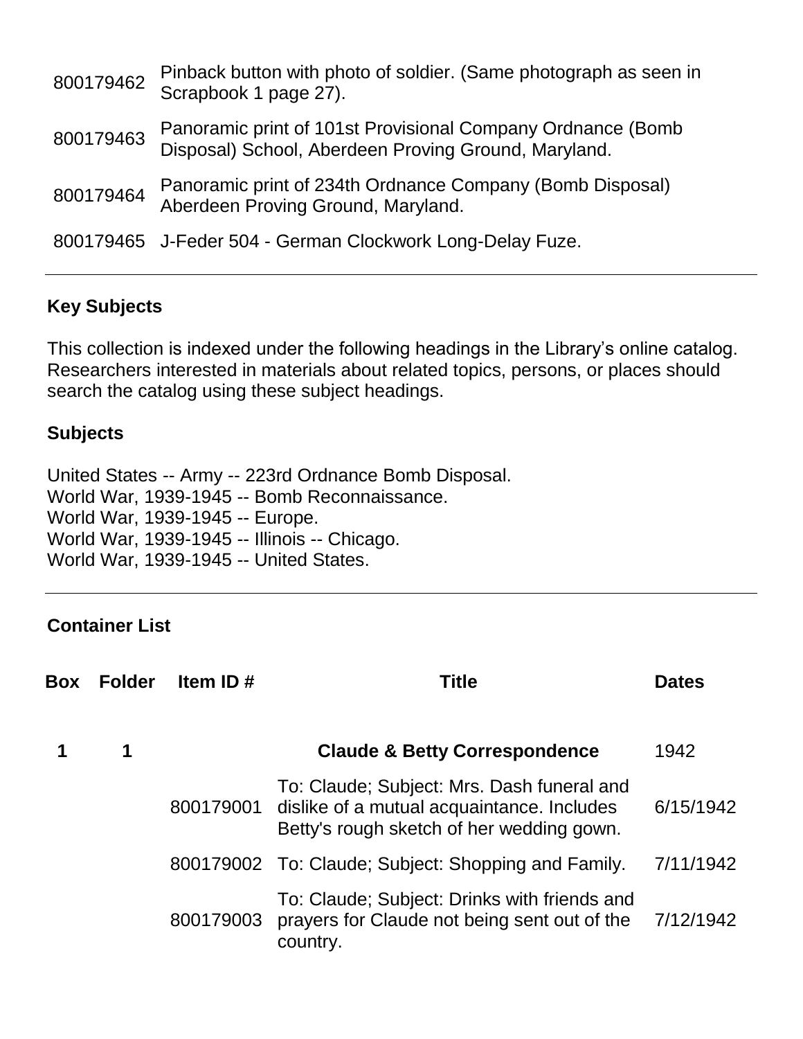| | |
|---|---|
| 800179462 | Pinback button with photo of soldier. (Same photograph as seen in Scrapbook 1 page 27). |
| 800179463 | Panoramic print of 101st Provisional Company Ordnance (Bomb Disposal) School, Aberdeen Proving Ground, Maryland. |
| 800179464 | Panoramic print of 234th Ordnance Company (Bomb Disposal) Aberdeen Proving Ground, Maryland. |
| 800179465 | J-Feder 504 - German Clockwork Long-Delay Fuze. |

---

## Key Subjects

This collection is indexed under the following headings in the Library's online catalog. Researchers interested in materials about related topics, persons, or places should search the catalog using these subject headings.

### Subjects

United States -- Army -- 223rd Ordnance Bomb Disposal.
World War, 1939-1945 -- Bomb Reconnaissance.
World War, 1939-1945 -- Europe.
World War, 1939-1945 -- Illinois -- Chicago.
World War, 1939-1945 -- United States.

---

## Container List

| Box | Folder | Item ID # | Title | Dates |
|---|---|---|---|---|
| 1 | 1 | | **Claude & Betty Correspondence** | 1942 |
| | | 800179001 | To: Claude; Subject: Mrs. Dash funeral and dislike of a mutual acquaintance. Includes Betty's rough sketch of her wedding gown. | 6/15/1942 |
| | | 800179002 | To: Claude; Subject: Shopping and Family. | 7/11/1942 |
| | | 800179003 | To: Claude; Subject: Drinks with friends and prayers for Claude not being sent out of the country. | 7/12/1942 |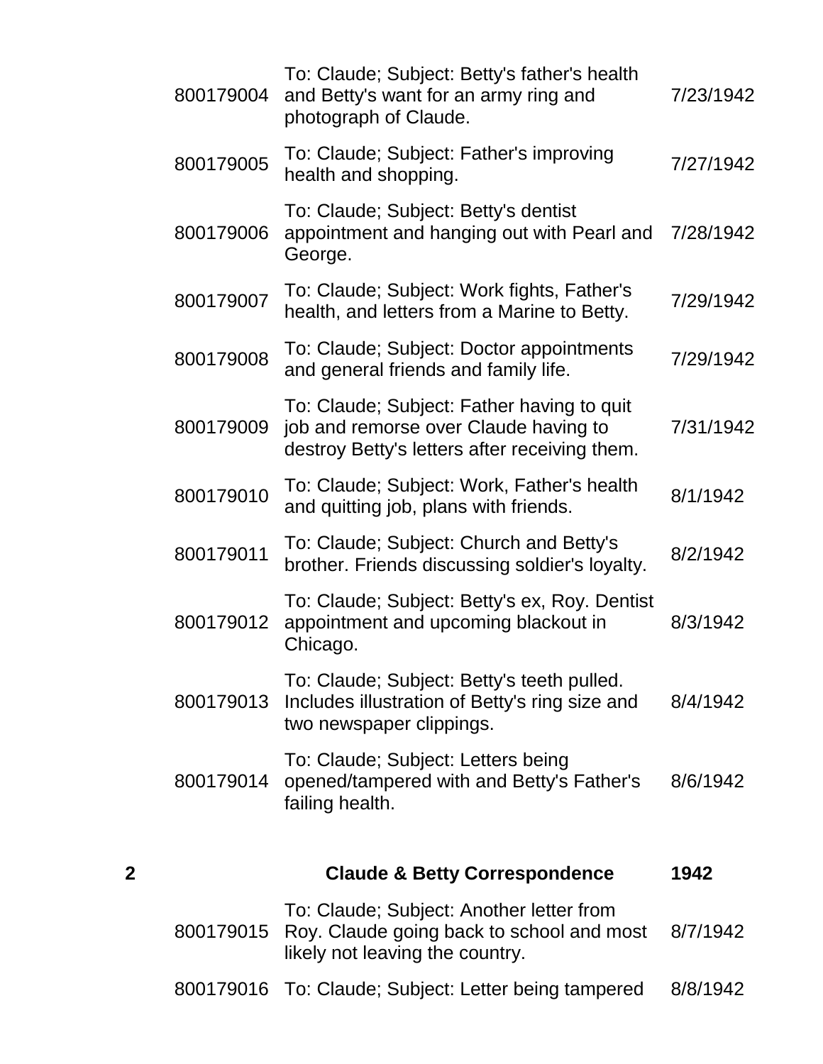| | | | |
|---|---|---|---|
| | 800179004 | To: Claude; Subject: Betty's father's health and Betty's want for an army ring and photograph of Claude. | 7/23/1942 |
| | 800179005 | To: Claude; Subject: Father's improving health and shopping. | 7/27/1942 |
| | 800179006 | To: Claude; Subject: Betty's dentist appointment and hanging out with Pearl and George. | 7/28/1942 |
| | 800179007 | To: Claude; Subject: Work fights, Father's health, and letters from a Marine to Betty. | 7/29/1942 |
| | 800179008 | To: Claude; Subject: Doctor appointments and general friends and family life. | 7/29/1942 |
| | 800179009 | To: Claude; Subject: Father having to quit job and remorse over Claude having to destroy Betty's letters after receiving them. | 7/31/1942 |
| | 800179010 | To: Claude; Subject: Work, Father's health and quitting job, plans with friends. | 8/1/1942 |
| | 800179011 | To: Claude; Subject: Church and Betty's brother. Friends discussing soldier's loyalty. | 8/2/1942 |
| | 800179012 | To: Claude; Subject: Betty's ex, Roy. Dentist appointment and upcoming blackout in Chicago. | 8/3/1942 |
| | 800179013 | To: Claude; Subject: Betty's teeth pulled. Includes illustration of Betty's ring size and two newspaper clippings. | 8/4/1942 |
| | 800179014 | To: Claude; Subject: Letters being opened/tampered with and Betty's Father's failing health. | 8/6/1942 |
| **2** | | **Claude & Betty Correspondence** | **1942** |
| | 800179015 | To: Claude; Subject: Another letter from Roy. Claude going back to school and most likely not leaving the country. | 8/7/1942 |
| | 800179016 | To: Claude; Subject: Letter being tampered | 8/8/1942 |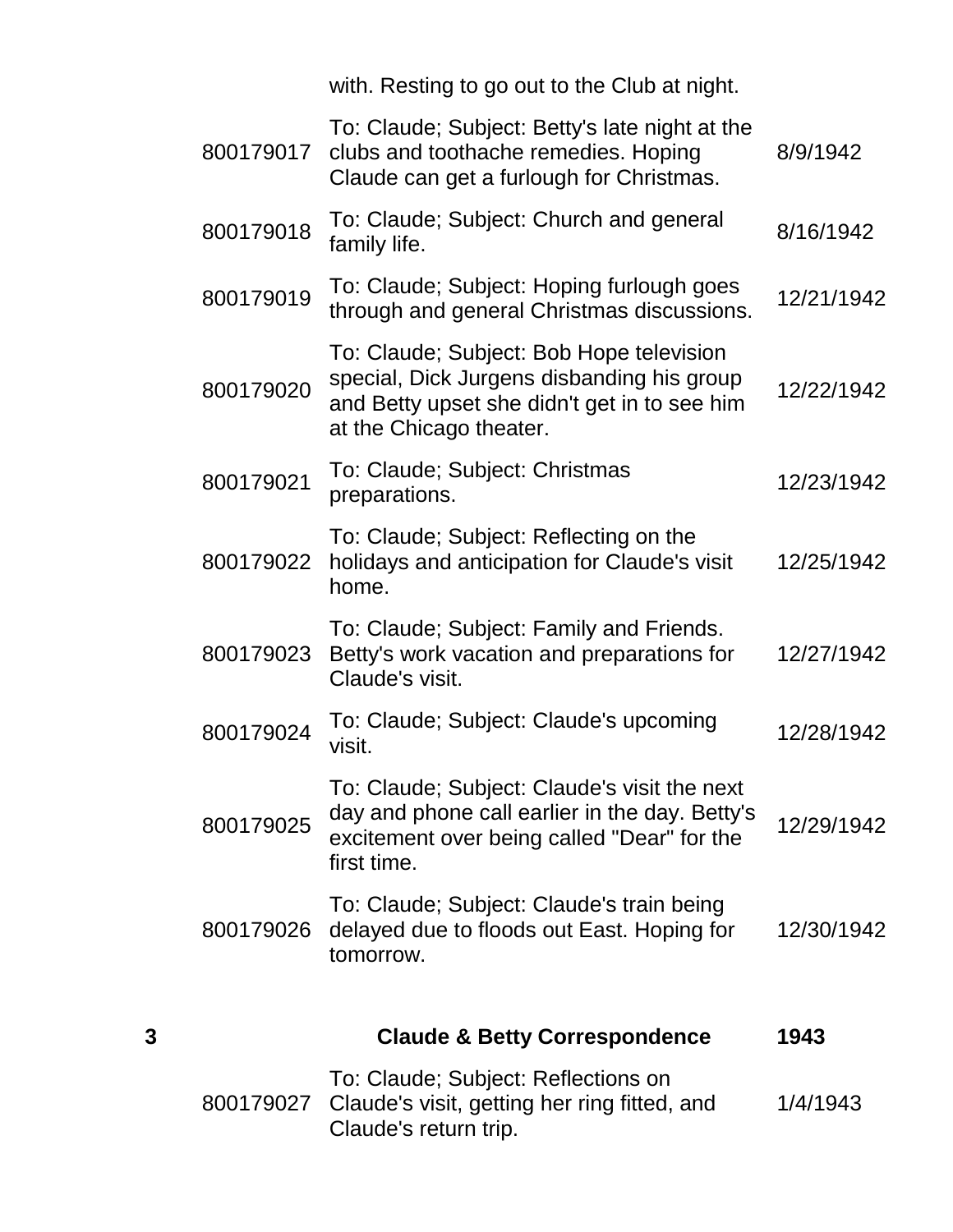| | | | |
|---|---|---|---|
| | | with. Resting to go out to the Club at night. | |
| | 800179017 | To: Claude; Subject: Betty's late night at the clubs and toothache remedies. Hoping Claude can get a furlough for Christmas. | 8/9/1942 |
| | 800179018 | To: Claude; Subject: Church and general family life. | 8/16/1942 |
| | 800179019 | To: Claude; Subject: Hoping furlough goes through and general Christmas discussions. | 12/21/1942 |
| | 800179020 | To: Claude; Subject: Bob Hope television special, Dick Jurgens disbanding his group and Betty upset she didn't get in to see him at the Chicago theater. | 12/22/1942 |
| | 800179021 | To: Claude; Subject: Christmas preparations. | 12/23/1942 |
| | 800179022 | To: Claude; Subject: Reflecting on the holidays and anticipation for Claude's visit home. | 12/25/1942 |
| | 800179023 | To: Claude; Subject: Family and Friends. Betty's work vacation and preparations for Claude's visit. | 12/27/1942 |
| | 800179024 | To: Claude; Subject: Claude's upcoming visit. | 12/28/1942 |
| | 800179025 | To: Claude; Subject: Claude's visit the next day and phone call earlier in the day. Betty's excitement over being called "Dear" for the first time. | 12/29/1942 |
| | 800179026 | To: Claude; Subject: Claude's train being delayed due to floods out East. Hoping for tomorrow. | 12/30/1942 |
| **3** | | **Claude & Betty Correspondence** | **1943** |
| | 800179027 | To: Claude; Subject: Reflections on Claude's visit, getting her ring fitted, and Claude's return trip. | 1/4/1943 |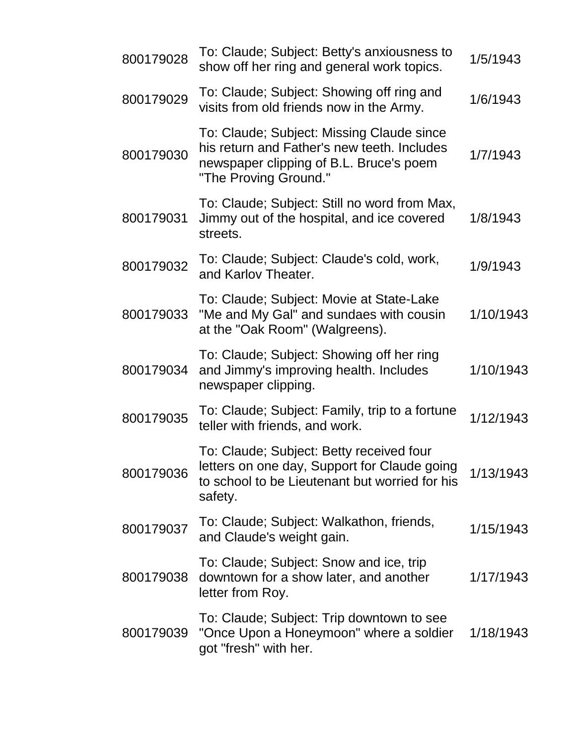| | | |
|---|---|---|
| 800179028 | To: Claude; Subject: Betty's anxiousness to show off her ring and general work topics. | 1/5/1943 |
| 800179029 | To: Claude; Subject: Showing off ring and visits from old friends now in the Army. | 1/6/1943 |
| 800179030 | To: Claude; Subject: Missing Claude since his return and Father's new teeth. Includes newspaper clipping of B.L. Bruce's poem "The Proving Ground." | 1/7/1943 |
| 800179031 | To: Claude; Subject: Still no word from Max, Jimmy out of the hospital, and ice covered streets. | 1/8/1943 |
| 800179032 | To: Claude; Subject: Claude's cold, work, and Karlov Theater. | 1/9/1943 |
| 800179033 | To: Claude; Subject: Movie at State-Lake "Me and My Gal" and sundaes with cousin at the "Oak Room" (Walgreens). | 1/10/1943 |
| 800179034 | To: Claude; Subject: Showing off her ring and Jimmy's improving health. Includes newspaper clipping. | 1/10/1943 |
| 800179035 | To: Claude; Subject: Family, trip to a fortune teller with friends, and work. | 1/12/1943 |
| 800179036 | To: Claude; Subject: Betty received four letters on one day, Support for Claude going to school to be Lieutenant but worried for his safety. | 1/13/1943 |
| 800179037 | To: Claude; Subject: Walkathon, friends, and Claude's weight gain. | 1/15/1943 |
| 800179038 | To: Claude; Subject: Snow and ice, trip downtown for a show later, and another letter from Roy. | 1/17/1943 |
| 800179039 | To: Claude; Subject: Trip downtown to see "Once Upon a Honeymoon" where a soldier got "fresh" with her. | 1/18/1943 |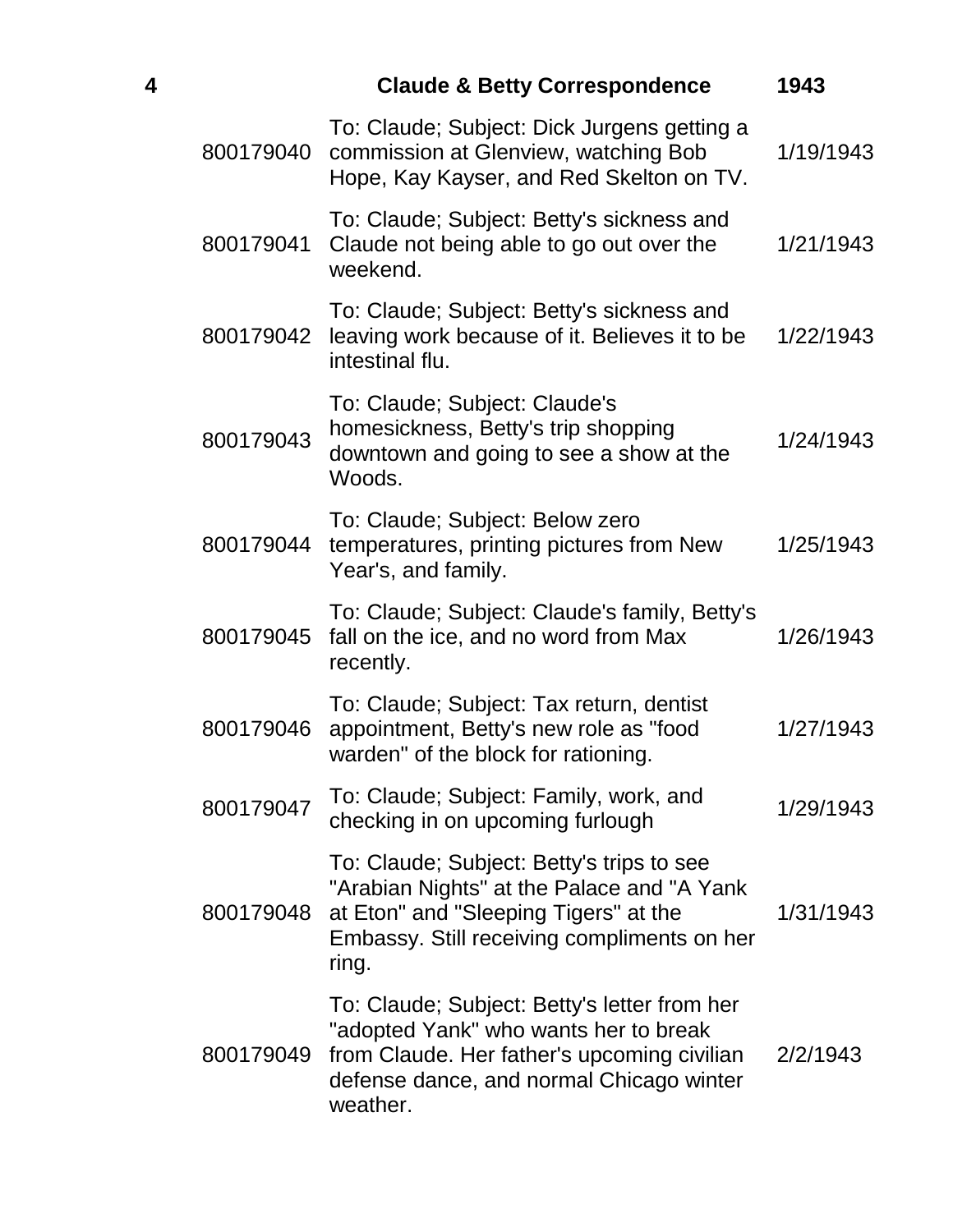| 4 | | Claude & Betty Correspondence | 1943 |
|---|---|---|---|
| | 800179040 | To: Claude; Subject: Dick Jurgens getting a commission at Glenview, watching Bob Hope, Kay Kayser, and Red Skelton on TV. | 1/19/1943 |
| | 800179041 | To: Claude; Subject: Betty's sickness and Claude not being able to go out over the weekend. | 1/21/1943 |
| | 800179042 | To: Claude; Subject: Betty's sickness and leaving work because of it. Believes it to be intestinal flu. | 1/22/1943 |
| | 800179043 | To: Claude; Subject: Claude's homesickness, Betty's trip shopping downtown and going to see a show at the Woods. | 1/24/1943 |
| | 800179044 | To: Claude; Subject: Below zero temperatures, printing pictures from New Year's, and family. | 1/25/1943 |
| | 800179045 | To: Claude; Subject: Claude's family, Betty's fall on the ice, and no word from Max recently. | 1/26/1943 |
| | 800179046 | To: Claude; Subject: Tax return, dentist appointment, Betty's new role as "food warden" of the block for rationing. | 1/27/1943 |
| | 800179047 | To: Claude; Subject: Family, work, and checking in on upcoming furlough | 1/29/1943 |
| | 800179048 | To: Claude; Subject: Betty's trips to see "Arabian Nights" at the Palace and "A Yank at Eton" and "Sleeping Tigers" at the Embassy. Still receiving compliments on her ring. | 1/31/1943 |
| | 800179049 | To: Claude; Subject: Betty's letter from her "adopted Yank" who wants her to break from Claude. Her father's upcoming civilian defense dance, and normal Chicago winter weather. | 2/2/1943 |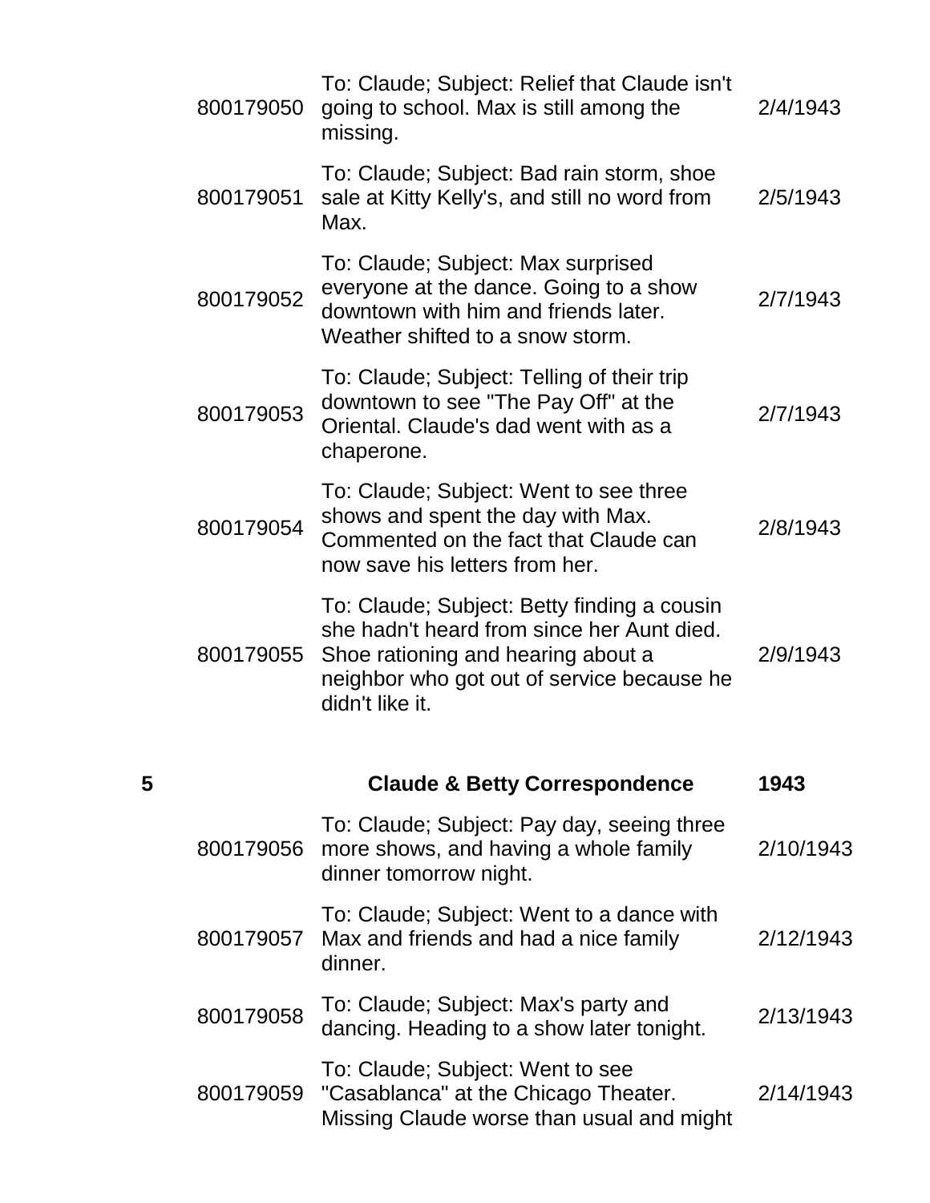| | | | |
|---|---|---|---|
| | 800179050 | To: Claude; Subject: Relief that Claude isn't going to school. Max is still among the missing. | 2/4/1943 |
| | 800179051 | To: Claude; Subject: Bad rain storm, shoe sale at Kitty Kelly's, and still no word from Max. | 2/5/1943 |
| | 800179052 | To: Claude; Subject: Max surprised everyone at the dance. Going to a show downtown with him and friends later. Weather shifted to a snow storm. | 2/7/1943 |
| | 800179053 | To: Claude; Subject: Telling of their trip downtown to see "The Pay Off" at the Oriental. Claude's dad went with as a chaperone. | 2/7/1943 |
| | 800179054 | To: Claude; Subject: Went to see three shows and spent the day with Max. Commented on the fact that Claude can now save his letters from her. | 2/8/1943 |
| | 800179055 | To: Claude; Subject: Betty finding a cousin she hadn't heard from since her Aunt died. Shoe rationing and hearing about a neighbor who got out of service because he didn't like it. | 2/9/1943 |
| **5** | | **Claude & Betty Correspondence** | **1943** |
| | 800179056 | To: Claude; Subject: Pay day, seeing three more shows, and having a whole family dinner tomorrow night. | 2/10/1943 |
| | 800179057 | To: Claude; Subject: Went to a dance with Max and friends and had a nice family dinner. | 2/12/1943 |
| | 800179058 | To: Claude; Subject: Max's party and dancing. Heading to a show later tonight. | 2/13/1943 |
| | 800179059 | To: Claude; Subject: Went to see "Casablanca" at the Chicago Theater. Missing Claude worse than usual and might | 2/14/1943 |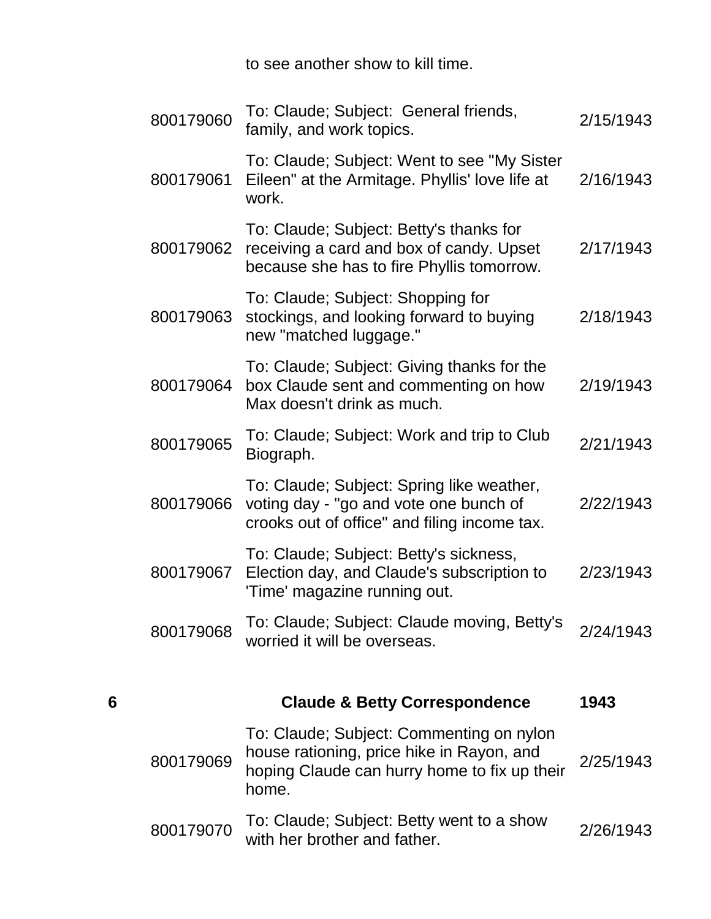| | | | |
|---|---|---|---|
| | | to see another show to kill time. | |
| | 800179060 | To: Claude; Subject: General friends, family, and work topics. | 2/15/1943 |
| | 800179061 | To: Claude; Subject: Went to see "My Sister Eileen" at the Armitage. Phyllis' love life at work. | 2/16/1943 |
| | 800179062 | To: Claude; Subject: Betty's thanks for receiving a card and box of candy. Upset because she has to fire Phyllis tomorrow. | 2/17/1943 |
| | 800179063 | To: Claude; Subject: Shopping for stockings, and looking forward to buying new "matched luggage." | 2/18/1943 |
| | 800179064 | To: Claude; Subject: Giving thanks for the box Claude sent and commenting on how Max doesn't drink as much. | 2/19/1943 |
| | 800179065 | To: Claude; Subject: Work and trip to Club Biograph. | 2/21/1943 |
| | 800179066 | To: Claude; Subject: Spring like weather, voting day - "go and vote one bunch of crooks out of office" and filing income tax. | 2/22/1943 |
| | 800179067 | To: Claude; Subject: Betty's sickness, Election day, and Claude's subscription to 'Time' magazine running out. | 2/23/1943 |
| | 800179068 | To: Claude; Subject: Claude moving, Betty's worried it will be overseas. | 2/24/1943 |
| **6** | | **Claude & Betty Correspondence** | **1943** |
| | 800179069 | To: Claude; Subject: Commenting on nylon house rationing, price hike in Rayon, and hoping Claude can hurry home to fix up their home. | 2/25/1943 |
| | 800179070 | To: Claude; Subject: Betty went to a show with her brother and father. | 2/26/1943 |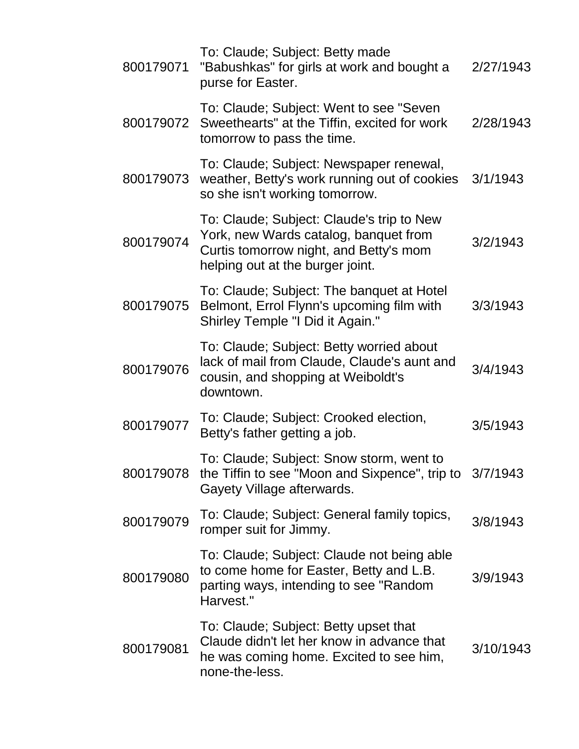| | | |
|---|---|---|
| 800179071 | To: Claude; Subject: Betty made "Babushkas" for girls at work and bought a purse for Easter. | 2/27/1943 |
| 800179072 | To: Claude; Subject: Went to see "Seven Sweethearts" at the Tiffin, excited for work tomorrow to pass the time. | 2/28/1943 |
| 800179073 | To: Claude; Subject: Newspaper renewal, weather, Betty's work running out of cookies so she isn't working tomorrow. | 3/1/1943 |
| 800179074 | To: Claude; Subject: Claude's trip to New York, new Wards catalog, banquet from Curtis tomorrow night, and Betty's mom helping out at the burger joint. | 3/2/1943 |
| 800179075 | To: Claude; Subject: The banquet at Hotel Belmont, Errol Flynn's upcoming film with Shirley Temple "I Did it Again." | 3/3/1943 |
| 800179076 | To: Claude; Subject: Betty worried about lack of mail from Claude, Claude's aunt and cousin, and shopping at Weiboldt's downtown. | 3/4/1943 |
| 800179077 | To: Claude; Subject: Crooked election, Betty's father getting a job. | 3/5/1943 |
| 800179078 | To: Claude; Subject: Snow storm, went to the Tiffin to see "Moon and Sixpence", trip to Gayety Village afterwards. | 3/7/1943 |
| 800179079 | To: Claude; Subject: General family topics, romper suit for Jimmy. | 3/8/1943 |
| 800179080 | To: Claude; Subject: Claude not being able to come home for Easter, Betty and L.B. parting ways, intending to see "Random Harvest." | 3/9/1943 |
| 800179081 | To: Claude; Subject: Betty upset that Claude didn't let her know in advance that he was coming home. Excited to see him, none-the-less. | 3/10/1943 |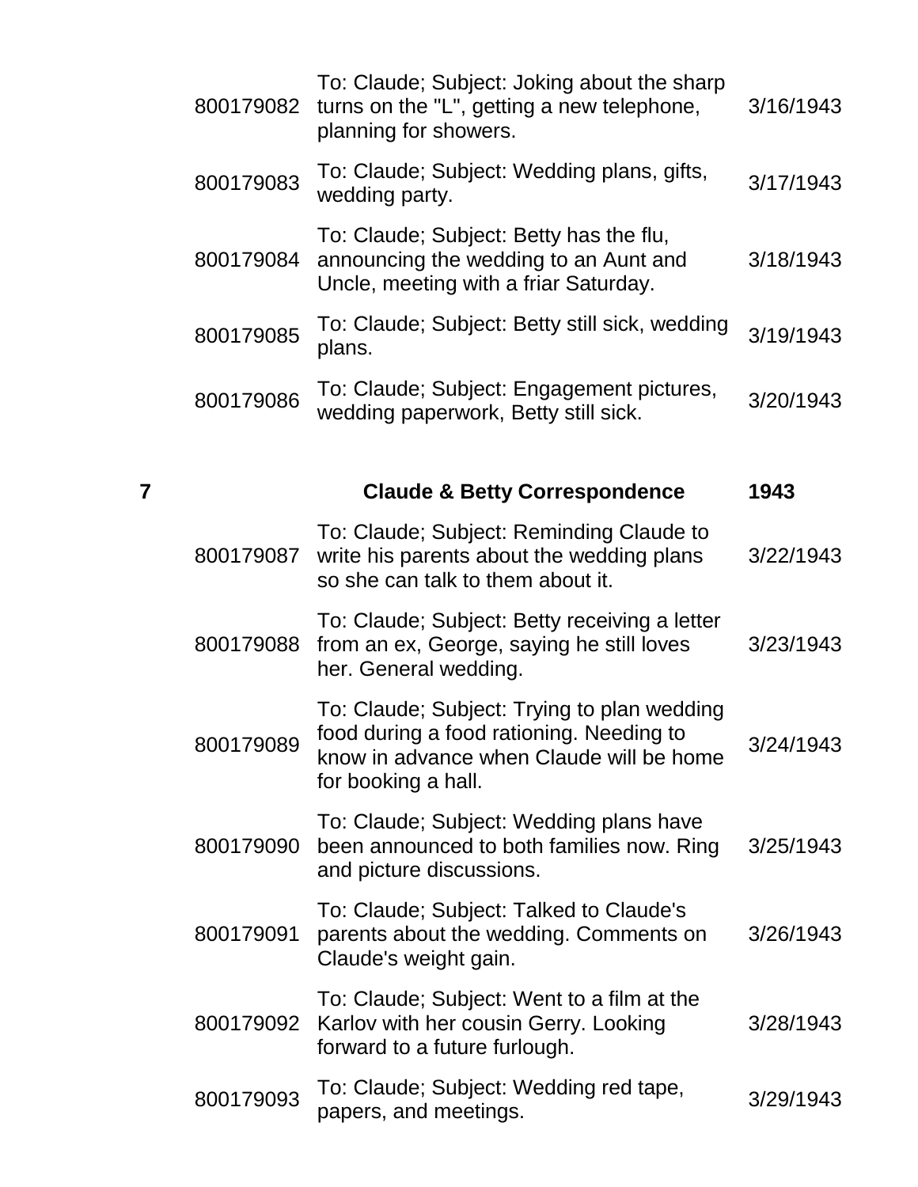| | | | |
|---|---|---|---|
| | 800179082 | To: Claude; Subject: Joking about the sharp turns on the "L", getting a new telephone, planning for showers. | 3/16/1943 |
| | 800179083 | To: Claude; Subject: Wedding plans, gifts, wedding party. | 3/17/1943 |
| | 800179084 | To: Claude; Subject: Betty has the flu, announcing the wedding to an Aunt and Uncle, meeting with a friar Saturday. | 3/18/1943 |
| | 800179085 | To: Claude; Subject: Betty still sick, wedding plans. | 3/19/1943 |
| | 800179086 | To: Claude; Subject: Engagement pictures, wedding paperwork, Betty still sick. | 3/20/1943 |
| **7** | | **Claude & Betty Correspondence** | **1943** |
| | 800179087 | To: Claude; Subject: Reminding Claude to write his parents about the wedding plans so she can talk to them about it. | 3/22/1943 |
| | 800179088 | To: Claude; Subject: Betty receiving a letter from an ex, George, saying he still loves her. General wedding. | 3/23/1943 |
| | 800179089 | To: Claude; Subject: Trying to plan wedding food during a food rationing. Needing to know in advance when Claude will be home for booking a hall. | 3/24/1943 |
| | 800179090 | To: Claude; Subject: Wedding plans have been announced to both families now. Ring and picture discussions. | 3/25/1943 |
| | 800179091 | To: Claude; Subject: Talked to Claude's parents about the wedding. Comments on Claude's weight gain. | 3/26/1943 |
| | 800179092 | To: Claude; Subject: Went to a film at the Karlov with her cousin Gerry. Looking forward to a future furlough. | 3/28/1943 |
| | 800179093 | To: Claude; Subject: Wedding red tape, papers, and meetings. | 3/29/1943 |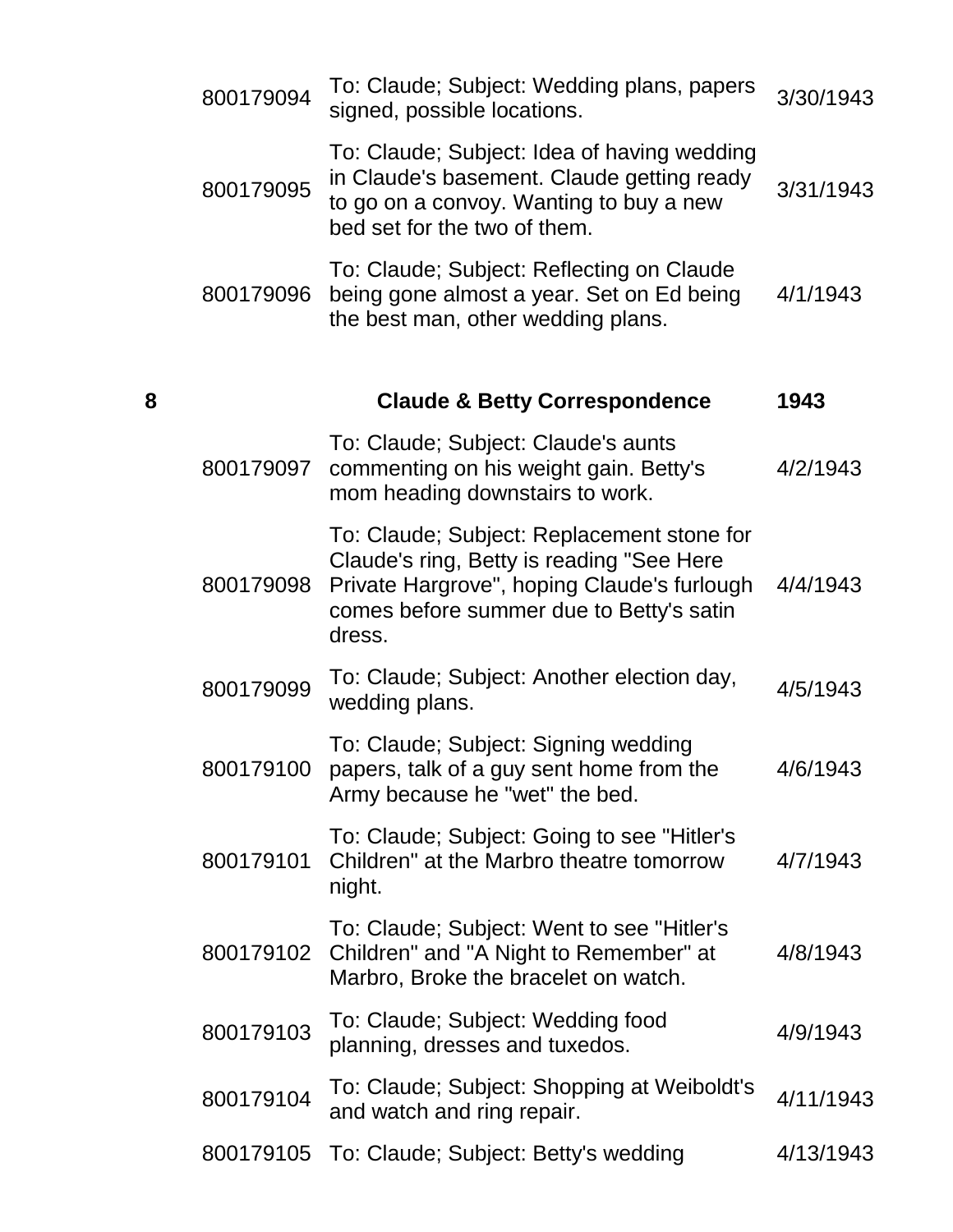| | | | |
|---|---|---|---|
| | 800179094 | To: Claude; Subject: Wedding plans, papers signed, possible locations. | 3/30/1943 |
| | 800179095 | To: Claude; Subject: Idea of having wedding in Claude's basement. Claude getting ready to go on a convoy. Wanting to buy a new bed set for the two of them. | 3/31/1943 |
| | 800179096 | To: Claude; Subject: Reflecting on Claude being gone almost a year. Set on Ed being the best man, other wedding plans. | 4/1/1943 |
| **8** | | **Claude & Betty Correspondence** | **1943** |
| | 800179097 | To: Claude; Subject: Claude's aunts commenting on his weight gain. Betty's mom heading downstairs to work. | 4/2/1943 |
| | 800179098 | To: Claude; Subject: Replacement stone for Claude's ring, Betty is reading "See Here Private Hargrove", hoping Claude's furlough comes before summer due to Betty's satin dress. | 4/4/1943 |
| | 800179099 | To: Claude; Subject: Another election day, wedding plans. | 4/5/1943 |
| | 800179100 | To: Claude; Subject: Signing wedding papers, talk of a guy sent home from the Army because he "wet" the bed. | 4/6/1943 |
| | 800179101 | To: Claude; Subject: Going to see "Hitler's Children" at the Marbro theatre tomorrow night. | 4/7/1943 |
| | 800179102 | To: Claude; Subject: Went to see "Hitler's Children" and "A Night to Remember" at Marbro, Broke the bracelet on watch. | 4/8/1943 |
| | 800179103 | To: Claude; Subject: Wedding food planning, dresses and tuxedos. | 4/9/1943 |
| | 800179104 | To: Claude; Subject: Shopping at Weiboldt's and watch and ring repair. | 4/11/1943 |
| | 800179105 | To: Claude; Subject: Betty's wedding | 4/13/1943 |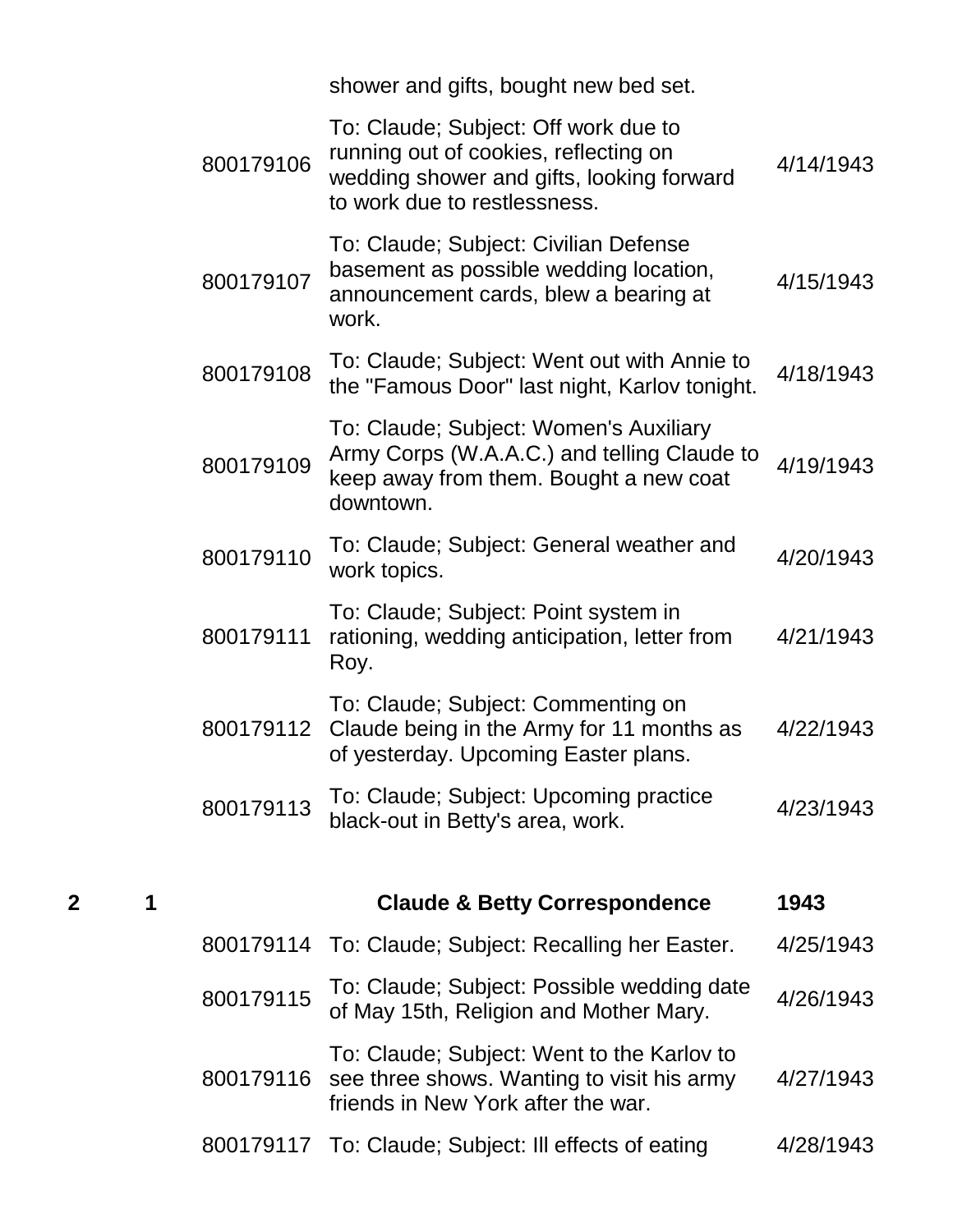| | | | | |
|---|---|---|---|---|
| | | | shower and gifts, bought new bed set. | |
| | | 800179106 | To: Claude; Subject: Off work due to running out of cookies, reflecting on wedding shower and gifts, looking forward to work due to restlessness. | 4/14/1943 |
| | | 800179107 | To: Claude; Subject: Civilian Defense basement as possible wedding location, announcement cards, blew a bearing at work. | 4/15/1943 |
| | | 800179108 | To: Claude; Subject: Went out with Annie to the "Famous Door" last night, Karlov tonight. | 4/18/1943 |
| | | 800179109 | To: Claude; Subject: Women's Auxiliary Army Corps (W.A.A.C.) and telling Claude to keep away from them. Bought a new coat downtown. | 4/19/1943 |
| | | 800179110 | To: Claude; Subject: General weather and work topics. | 4/20/1943 |
| | | 800179111 | To: Claude; Subject: Point system in rationing, wedding anticipation, letter from Roy. | 4/21/1943 |
| | | 800179112 | To: Claude; Subject: Commenting on Claude being in the Army for 11 months as of yesterday. Upcoming Easter plans. | 4/22/1943 |
| | | 800179113 | To: Claude; Subject: Upcoming practice black-out in Betty's area, work. | 4/23/1943 |
| **2** | **1** | | **Claude & Betty Correspondence** | **1943** |
| | | 800179114 | To: Claude; Subject: Recalling her Easter. | 4/25/1943 |
| | | 800179115 | To: Claude; Subject: Possible wedding date of May 15th, Religion and Mother Mary. | 4/26/1943 |
| | | 800179116 | To: Claude; Subject: Went to the Karlov to see three shows. Wanting to visit his army friends in New York after the war. | 4/27/1943 |
| | | 800179117 | To: Claude; Subject: Ill effects of eating | 4/28/1943 |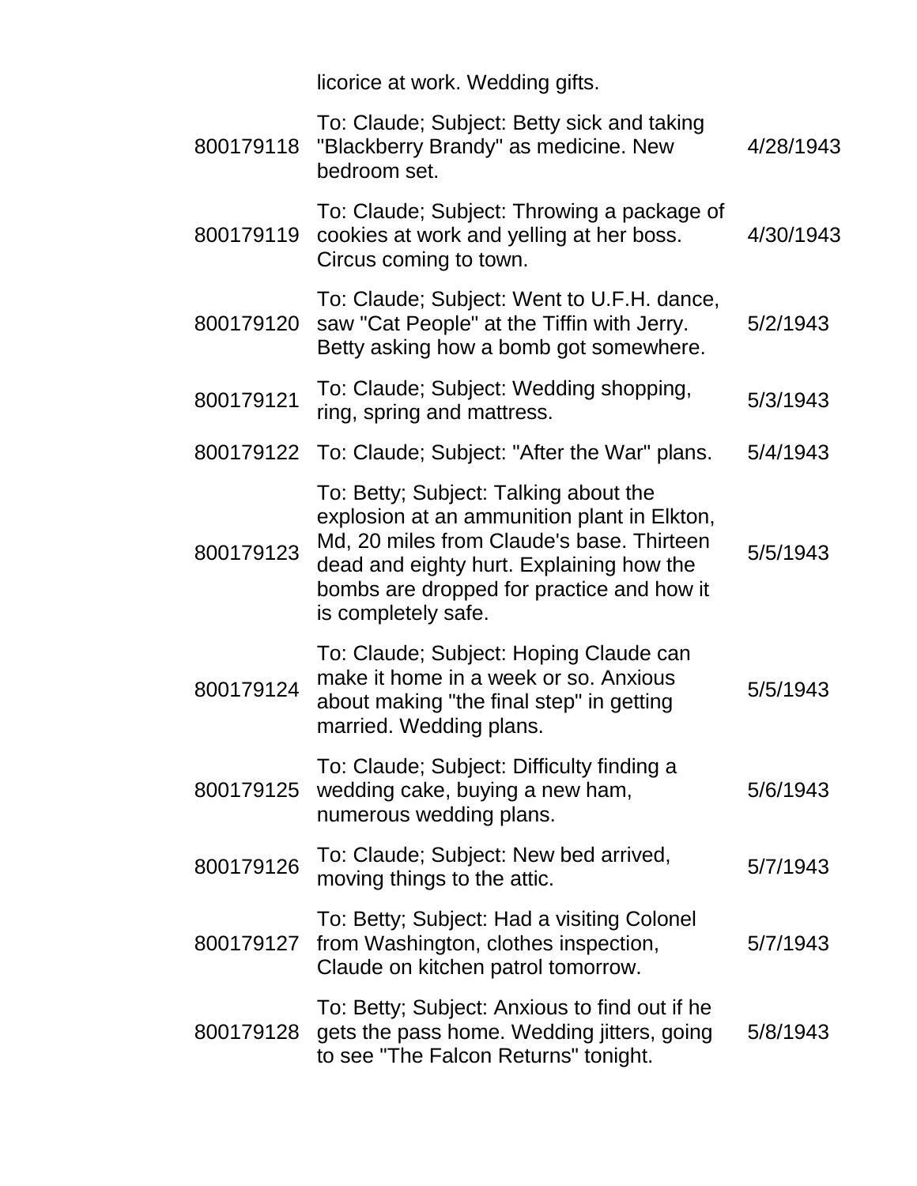| | | |
|---|---|---|
| | licorice at work. Wedding gifts. | |
| 800179118 | To: Claude; Subject: Betty sick and taking "Blackberry Brandy" as medicine. New bedroom set. | 4/28/1943 |
| 800179119 | To: Claude; Subject: Throwing a package of cookies at work and yelling at her boss. Circus coming to town. | 4/30/1943 |
| 800179120 | To: Claude; Subject: Went to U.F.H. dance, saw "Cat People" at the Tiffin with Jerry. Betty asking how a bomb got somewhere. | 5/2/1943 |
| 800179121 | To: Claude; Subject: Wedding shopping, ring, spring and mattress. | 5/3/1943 |
| 800179122 | To: Claude; Subject: "After the War" plans. | 5/4/1943 |
| 800179123 | To: Betty; Subject: Talking about the explosion at an ammunition plant in Elkton, Md, 20 miles from Claude's base. Thirteen dead and eighty hurt. Explaining how the bombs are dropped for practice and how it is completely safe. | 5/5/1943 |
| 800179124 | To: Claude; Subject: Hoping Claude can make it home in a week or so. Anxious about making "the final step" in getting married. Wedding plans. | 5/5/1943 |
| 800179125 | To: Claude; Subject: Difficulty finding a wedding cake, buying a new ham, numerous wedding plans. | 5/6/1943 |
| 800179126 | To: Claude; Subject: New bed arrived, moving things to the attic. | 5/7/1943 |
| 800179127 | To: Betty; Subject: Had a visiting Colonel from Washington, clothes inspection, Claude on kitchen patrol tomorrow. | 5/7/1943 |
| 800179128 | To: Betty; Subject: Anxious to find out if he gets the pass home. Wedding jitters, going to see "The Falcon Returns" tonight. | 5/8/1943 |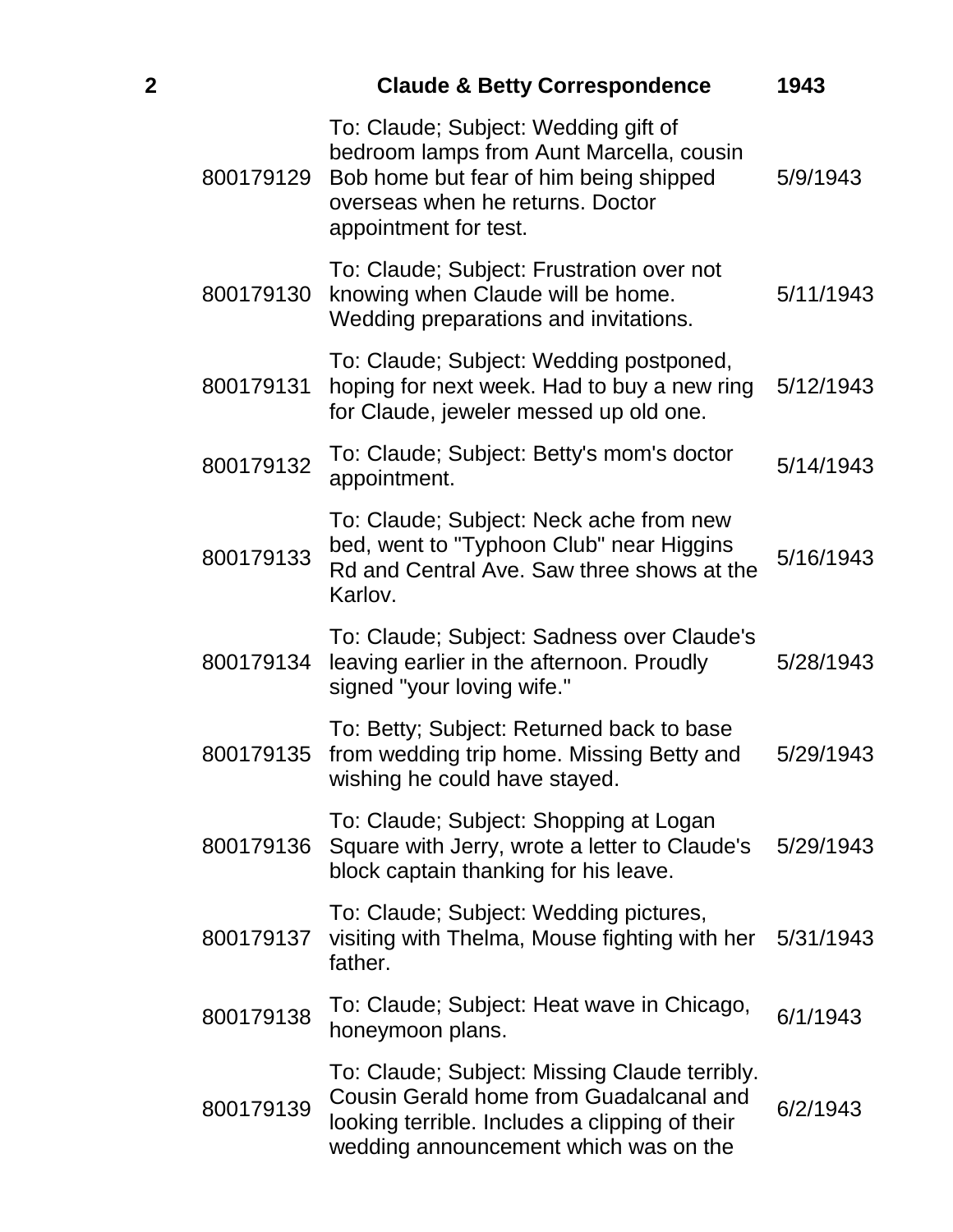| 2 | | Claude & Betty Correspondence | 1943 |
|---|---|---|---|
| | 800179129 | To: Claude; Subject: Wedding gift of bedroom lamps from Aunt Marcella, cousin Bob home but fear of him being shipped overseas when he returns. Doctor appointment for test. | 5/9/1943 |
| | 800179130 | To: Claude; Subject: Frustration over not knowing when Claude will be home. Wedding preparations and invitations. | 5/11/1943 |
| | 800179131 | To: Claude; Subject: Wedding postponed, hoping for next week. Had to buy a new ring for Claude, jeweler messed up old one. | 5/12/1943 |
| | 800179132 | To: Claude; Subject: Betty's mom's doctor appointment. | 5/14/1943 |
| | 800179133 | To: Claude; Subject: Neck ache from new bed, went to "Typhoon Club" near Higgins Rd and Central Ave. Saw three shows at the Karlov. | 5/16/1943 |
| | 800179134 | To: Claude; Subject: Sadness over Claude's leaving earlier in the afternoon. Proudly signed "your loving wife." | 5/28/1943 |
| | 800179135 | To: Betty; Subject: Returned back to base from wedding trip home. Missing Betty and wishing he could have stayed. | 5/29/1943 |
| | 800179136 | To: Claude; Subject: Shopping at Logan Square with Jerry, wrote a letter to Claude's block captain thanking for his leave. | 5/29/1943 |
| | 800179137 | To: Claude; Subject: Wedding pictures, visiting with Thelma, Mouse fighting with her father. | 5/31/1943 |
| | 800179138 | To: Claude; Subject: Heat wave in Chicago, honeymoon plans. | 6/1/1943 |
| | 800179139 | To: Claude; Subject: Missing Claude terribly. Cousin Gerald home from Guadalcanal and looking terrible. Includes a clipping of their wedding announcement which was on the | 6/2/1943 |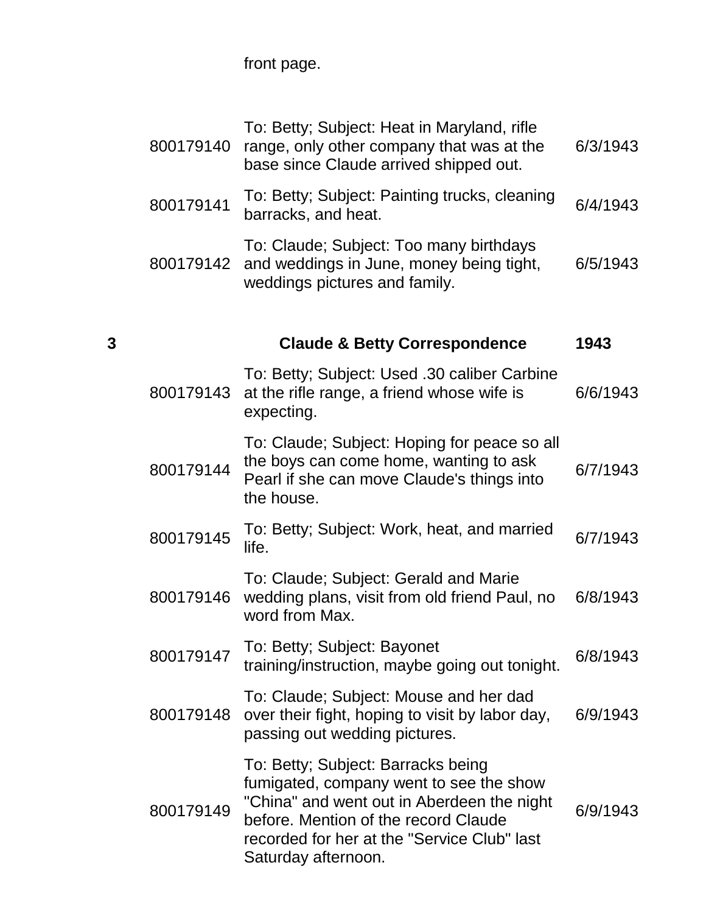front page.

| | | | |
|---|---|---|---|
| | 800179140 | To: Betty; Subject: Heat in Maryland, rifle range, only other company that was at the base since Claude arrived shipped out. | 6/3/1943 |
| | 800179141 | To: Betty; Subject: Painting trucks, cleaning barracks, and heat. | 6/4/1943 |
| | 800179142 | To: Claude; Subject: Too many birthdays and weddings in June, money being tight, weddings pictures and family. | 6/5/1943 |
| **3** | | **Claude & Betty Correspondence** | **1943** |
| | 800179143 | To: Betty; Subject: Used .30 caliber Carbine at the rifle range, a friend whose wife is expecting. | 6/6/1943 |
| | 800179144 | To: Claude; Subject: Hoping for peace so all the boys can come home, wanting to ask Pearl if she can move Claude's things into the house. | 6/7/1943 |
| | 800179145 | To: Betty; Subject: Work, heat, and married life. | 6/7/1943 |
| | 800179146 | To: Claude; Subject: Gerald and Marie wedding plans, visit from old friend Paul, no word from Max. | 6/8/1943 |
| | 800179147 | To: Betty; Subject: Bayonet training/instruction, maybe going out tonight. | 6/8/1943 |
| | 800179148 | To: Claude; Subject: Mouse and her dad over their fight, hoping to visit by labor day, passing out wedding pictures. | 6/9/1943 |
| | 800179149 | To: Betty; Subject: Barracks being fumigated, company went to see the show "China" and went out in Aberdeen the night before. Mention of the record Claude recorded for her at the "Service Club" last Saturday afternoon. | 6/9/1943 |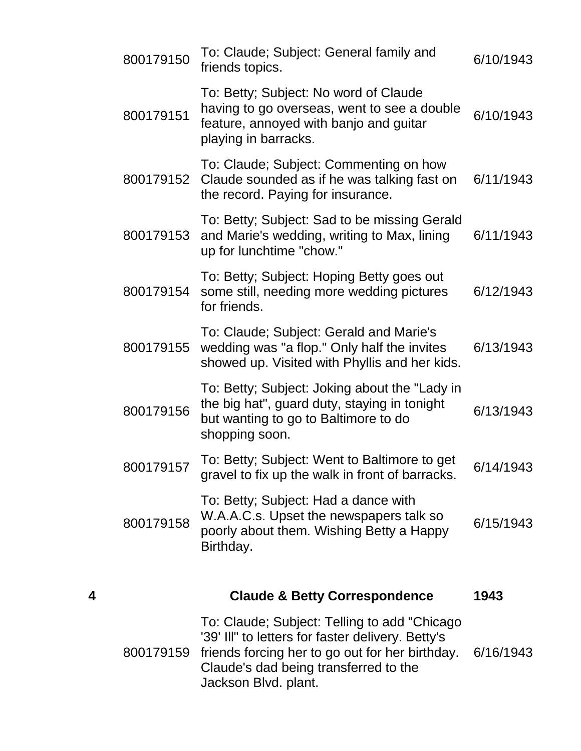| | | | |
|---|---|---|---|
| | 800179150 | To: Claude; Subject: General family and friends topics. | 6/10/1943 |
| | 800179151 | To: Betty; Subject: No word of Claude having to go overseas, went to see a double feature, annoyed with banjo and guitar playing in barracks. | 6/10/1943 |
| | 800179152 | To: Claude; Subject: Commenting on how Claude sounded as if he was talking fast on the record. Paying for insurance. | 6/11/1943 |
| | 800179153 | To: Betty; Subject: Sad to be missing Gerald and Marie's wedding, writing to Max, lining up for lunchtime "chow." | 6/11/1943 |
| | 800179154 | To: Betty; Subject: Hoping Betty goes out some still, needing more wedding pictures for friends. | 6/12/1943 |
| | 800179155 | To: Claude; Subject: Gerald and Marie's wedding was "a flop." Only half the invites showed up. Visited with Phyllis and her kids. | 6/13/1943 |
| | 800179156 | To: Betty; Subject: Joking about the "Lady in the big hat", guard duty, staying in tonight but wanting to go to Baltimore to do shopping soon. | 6/13/1943 |
| | 800179157 | To: Betty; Subject: Went to Baltimore to get gravel to fix up the walk in front of barracks. | 6/14/1943 |
| | 800179158 | To: Betty; Subject: Had a dance with W.A.A.C.s. Upset the newspapers talk so poorly about them. Wishing Betty a Happy Birthday. | 6/15/1943 |
| **4** | | **Claude & Betty Correspondence** | **1943** |
| | 800179159 | To: Claude; Subject: Telling to add "Chicago '39' Ill" to letters for faster delivery. Betty's friends forcing her to go out for her birthday. Claude's dad being transferred to the Jackson Blvd. plant. | 6/16/1943 |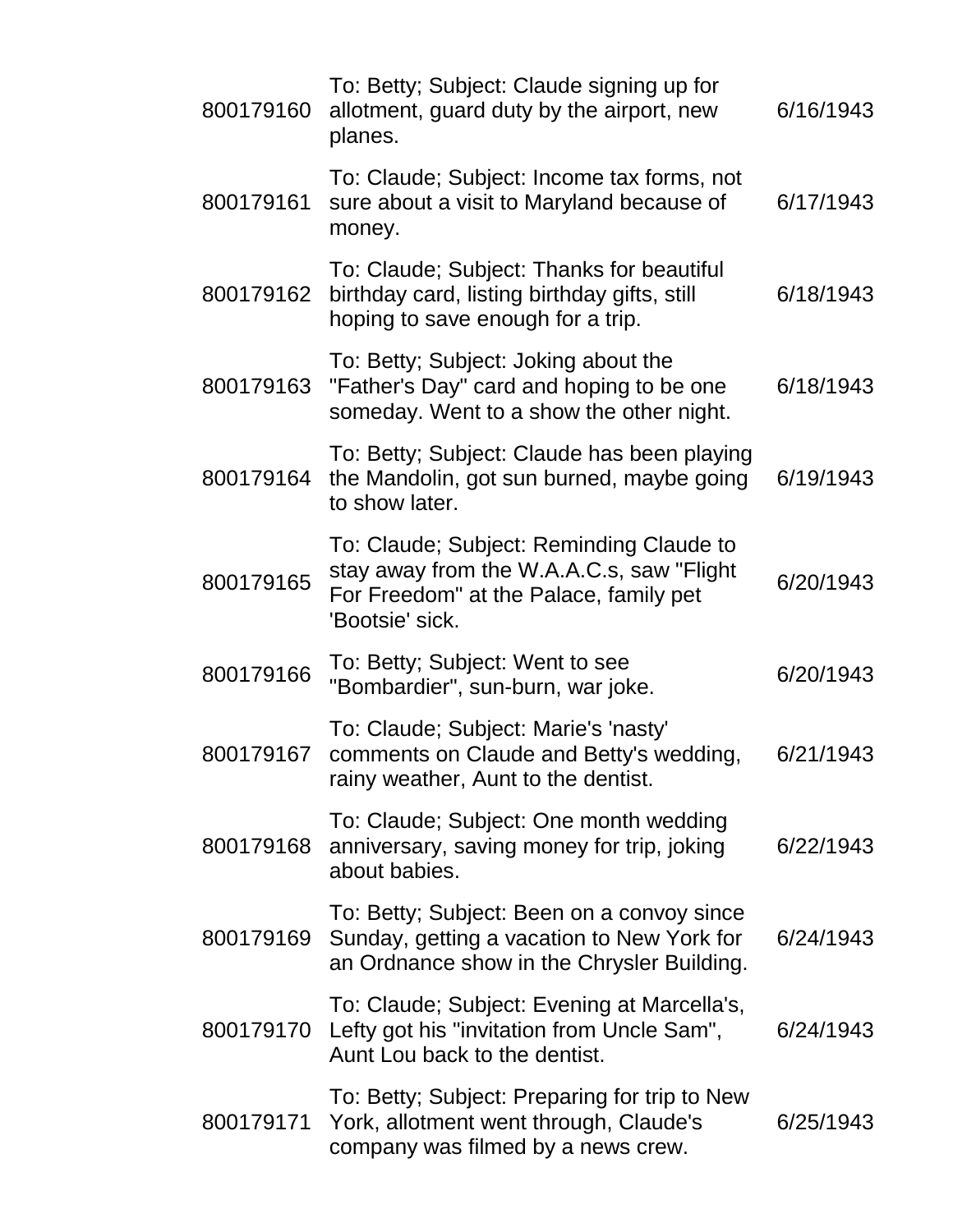| | | |
|---|---|---|
| 800179160 | To: Betty; Subject: Claude signing up for allotment, guard duty by the airport, new planes. | 6/16/1943 |
| 800179161 | To: Claude; Subject: Income tax forms, not sure about a visit to Maryland because of money. | 6/17/1943 |
| 800179162 | To: Claude; Subject: Thanks for beautiful birthday card, listing birthday gifts, still hoping to save enough for a trip. | 6/18/1943 |
| 800179163 | To: Betty; Subject: Joking about the "Father's Day" card and hoping to be one someday. Went to a show the other night. | 6/18/1943 |
| 800179164 | To: Betty; Subject: Claude has been playing the Mandolin, got sun burned, maybe going to show later. | 6/19/1943 |
| 800179165 | To: Claude; Subject: Reminding Claude to stay away from the W.A.A.C.s, saw "Flight For Freedom" at the Palace, family pet 'Bootsie' sick. | 6/20/1943 |
| 800179166 | To: Betty; Subject: Went to see "Bombardier", sun-burn, war joke. | 6/20/1943 |
| 800179167 | To: Claude; Subject: Marie's 'nasty' comments on Claude and Betty's wedding, rainy weather, Aunt to the dentist. | 6/21/1943 |
| 800179168 | To: Claude; Subject: One month wedding anniversary, saving money for trip, joking about babies. | 6/22/1943 |
| 800179169 | To: Betty; Subject: Been on a convoy since Sunday, getting a vacation to New York for an Ordnance show in the Chrysler Building. | 6/24/1943 |
| 800179170 | To: Claude; Subject: Evening at Marcella's, Lefty got his "invitation from Uncle Sam", Aunt Lou back to the dentist. | 6/24/1943 |
| 800179171 | To: Betty; Subject: Preparing for trip to New York, allotment went through, Claude's company was filmed by a news crew. | 6/25/1943 |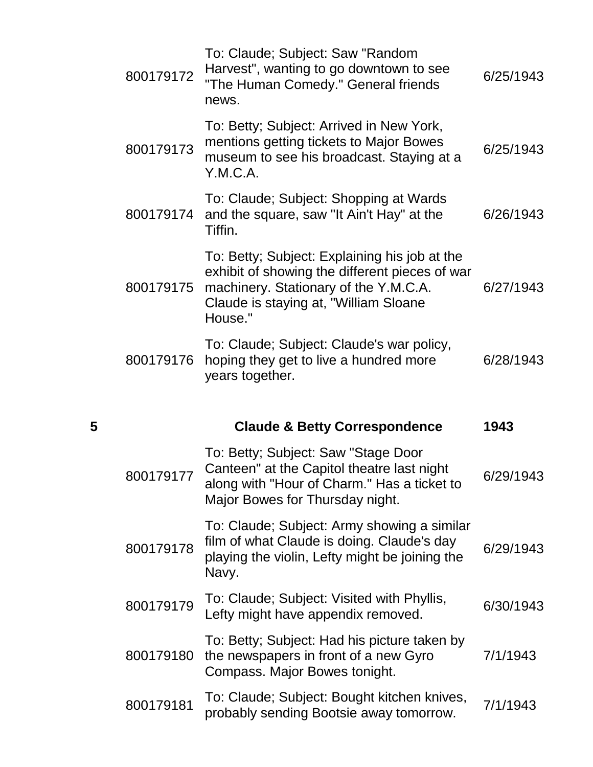| | | | |
|---|---|---|---|
| | 800179172 | To: Claude; Subject: Saw "Random Harvest", wanting to go downtown to see "The Human Comedy." General friends news. | 6/25/1943 |
| | 800179173 | To: Betty; Subject: Arrived in New York, mentions getting tickets to Major Bowes museum to see his broadcast. Staying at a Y.M.C.A. | 6/25/1943 |
| | 800179174 | To: Claude; Subject: Shopping at Wards and the square, saw "It Ain't Hay" at the Tiffin. | 6/26/1943 |
| | 800179175 | To: Betty; Subject: Explaining his job at the exhibit of showing the different pieces of war machinery. Stationary of the Y.M.C.A. Claude is staying at, "William Sloane House." | 6/27/1943 |
| | 800179176 | To: Claude; Subject: Claude's war policy, hoping they get to live a hundred more years together. | 6/28/1943 |
| **5** | | **Claude & Betty Correspondence** | **1943** |
| | 800179177 | To: Betty; Subject: Saw "Stage Door Canteen" at the Capitol theatre last night along with "Hour of Charm." Has a ticket to Major Bowes for Thursday night. | 6/29/1943 |
| | 800179178 | To: Claude; Subject: Army showing a similar film of what Claude is doing. Claude's day playing the violin, Lefty might be joining the Navy. | 6/29/1943 |
| | 800179179 | To: Claude; Subject: Visited with Phyllis, Lefty might have appendix removed. | 6/30/1943 |
| | 800179180 | To: Betty; Subject: Had his picture taken by the newspapers in front of a new Gyro Compass. Major Bowes tonight. | 7/1/1943 |
| | 800179181 | To: Claude; Subject: Bought kitchen knives, probably sending Bootsie away tomorrow. | 7/1/1943 |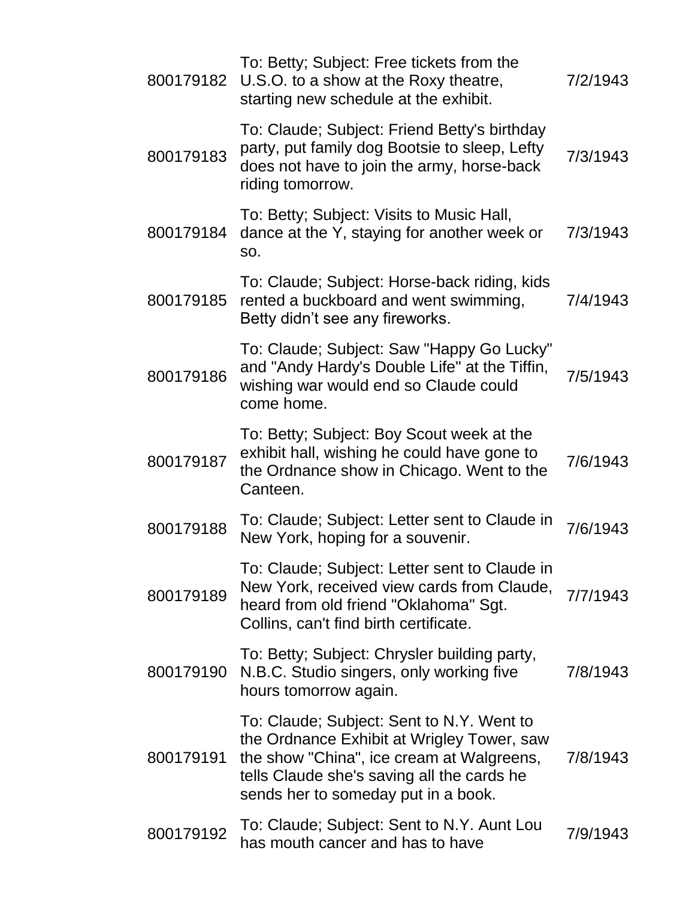| | | |
|---|---|---|
| 800179182 | To: Betty; Subject: Free tickets from the U.S.O. to a show at the Roxy theatre, starting new schedule at the exhibit. | 7/2/1943 |
| 800179183 | To: Claude; Subject: Friend Betty's birthday party, put family dog Bootsie to sleep, Lefty does not have to join the army, horse-back riding tomorrow. | 7/3/1943 |
| 800179184 | To: Betty; Subject: Visits to Music Hall, dance at the Y, staying for another week or so. | 7/3/1943 |
| 800179185 | To: Claude; Subject: Horse-back riding, kids rented a buckboard and went swimming, Betty didn't see any fireworks. | 7/4/1943 |
| 800179186 | To: Claude; Subject: Saw "Happy Go Lucky" and "Andy Hardy's Double Life" at the Tiffin, wishing war would end so Claude could come home. | 7/5/1943 |
| 800179187 | To: Betty; Subject: Boy Scout week at the exhibit hall, wishing he could have gone to the Ordnance show in Chicago. Went to the Canteen. | 7/6/1943 |
| 800179188 | To: Claude; Subject: Letter sent to Claude in New York, hoping for a souvenir. | 7/6/1943 |
| 800179189 | To: Claude; Subject: Letter sent to Claude in New York, received view cards from Claude, heard from old friend "Oklahoma" Sgt. Collins, can't find birth certificate. | 7/7/1943 |
| 800179190 | To: Betty; Subject: Chrysler building party, N.B.C. Studio singers, only working five hours tomorrow again. | 7/8/1943 |
| 800179191 | To: Claude; Subject: Sent to N.Y. Went to the Ordnance Exhibit at Wrigley Tower, saw the show "China", ice cream at Walgreens, tells Claude she's saving all the cards he sends her to someday put in a book. | 7/8/1943 |
| 800179192 | To: Claude; Subject: Sent to N.Y. Aunt Lou has mouth cancer and has to have | 7/9/1943 |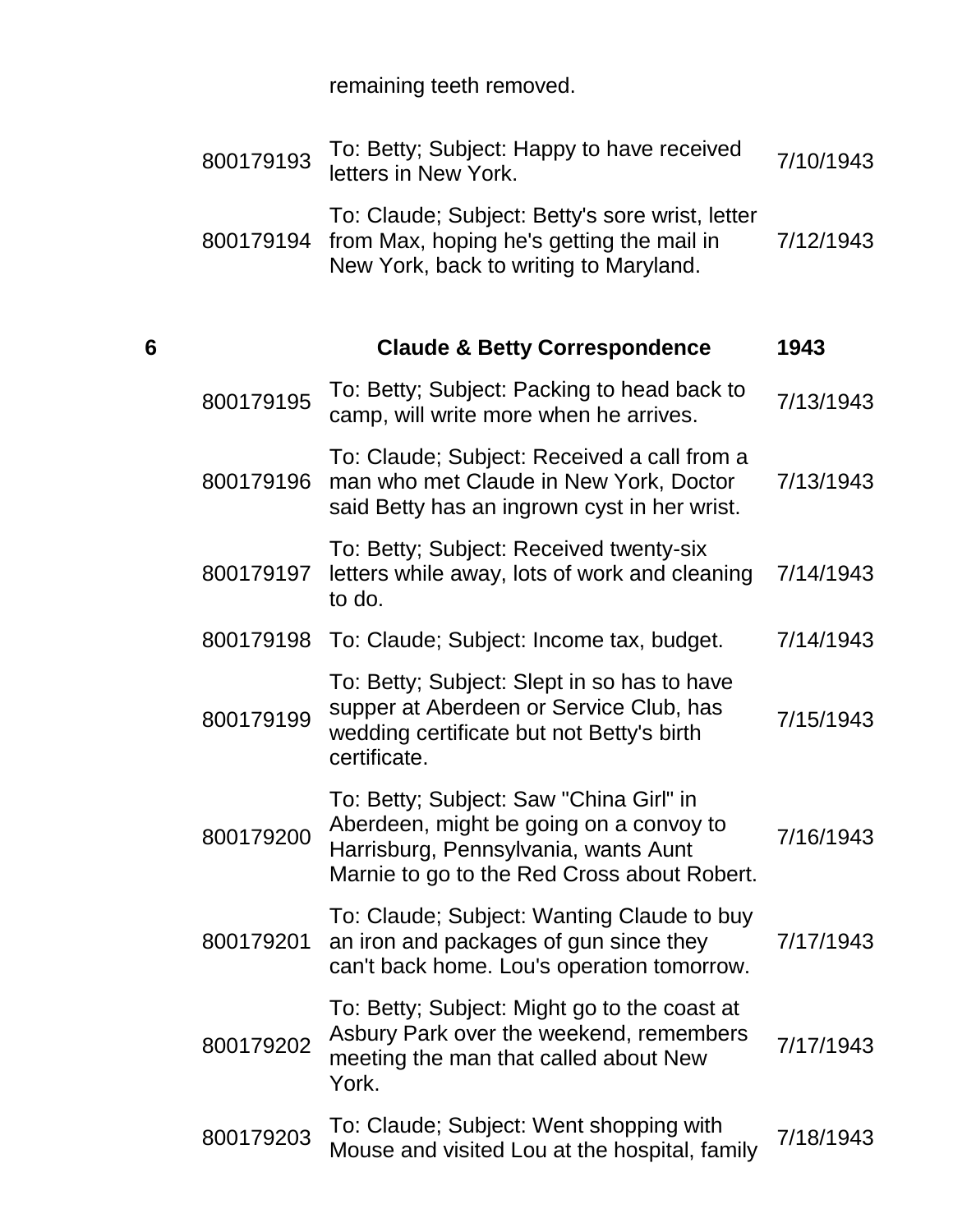| | | remaining teeth removed. | |
|---|---|---|---|
| | 800179193 | To: Betty; Subject: Happy to have received letters in New York. | 7/10/1943 |
| | 800179194 | To: Claude; Subject: Betty's sore wrist, letter from Max, hoping he's getting the mail in New York, back to writing to Maryland. | 7/12/1943 |
| **6** | | **Claude & Betty Correspondence** | **1943** |
| | 800179195 | To: Betty; Subject: Packing to head back to camp, will write more when he arrives. | 7/13/1943 |
| | 800179196 | To: Claude; Subject: Received a call from a man who met Claude in New York, Doctor said Betty has an ingrown cyst in her wrist. | 7/13/1943 |
| | 800179197 | To: Betty; Subject: Received twenty-six letters while away, lots of work and cleaning to do. | 7/14/1943 |
| | 800179198 | To: Claude; Subject: Income tax, budget. | 7/14/1943 |
| | 800179199 | To: Betty; Subject: Slept in so has to have supper at Aberdeen or Service Club, has wedding certificate but not Betty's birth certificate. | 7/15/1943 |
| | 800179200 | To: Betty; Subject: Saw "China Girl" in Aberdeen, might be going on a convoy to Harrisburg, Pennsylvania, wants Aunt Marnie to go to the Red Cross about Robert. | 7/16/1943 |
| | 800179201 | To: Claude; Subject: Wanting Claude to buy an iron and packages of gun since they can't back home. Lou's operation tomorrow. | 7/17/1943 |
| | 800179202 | To: Betty; Subject: Might go to the coast at Asbury Park over the weekend, remembers meeting the man that called about New York. | 7/17/1943 |
| | 800179203 | To: Claude; Subject: Went shopping with Mouse and visited Lou at the hospital, family | 7/18/1943 |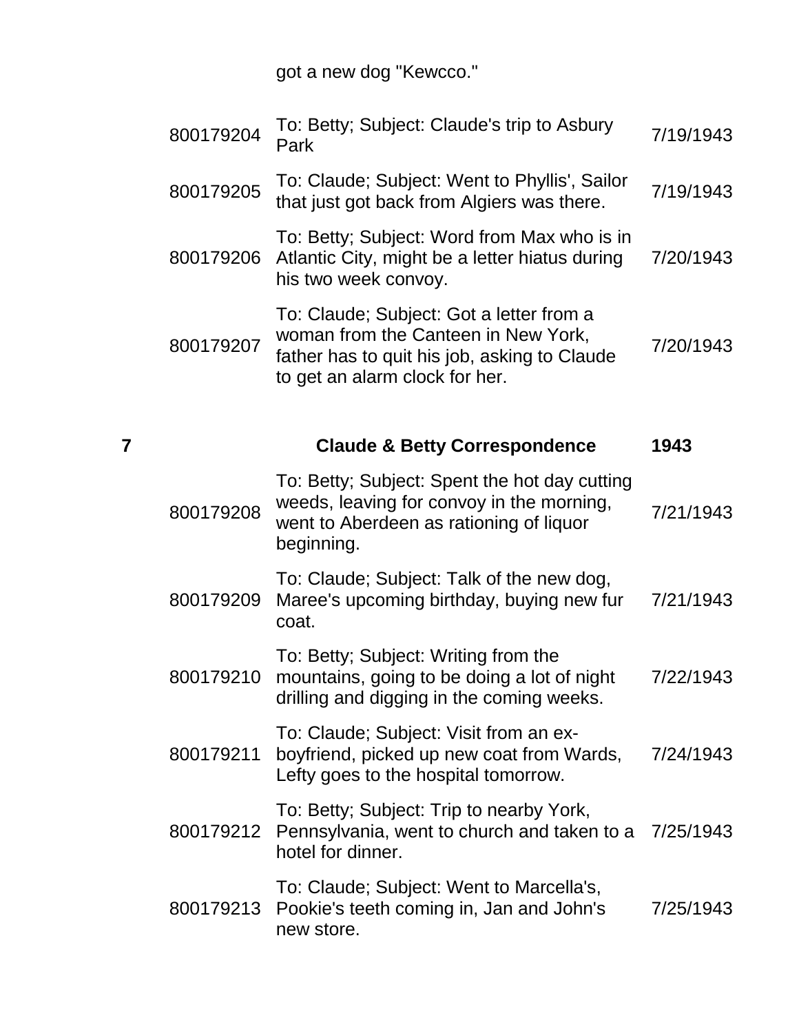| | | got a new dog "Kewcco." | |
|---|---|---|---|
| | 800179204 | To: Betty; Subject: Claude's trip to Asbury Park | 7/19/1943 |
| | 800179205 | To: Claude; Subject: Went to Phyllis', Sailor that just got back from Algiers was there. | 7/19/1943 |
| | 800179206 | To: Betty; Subject: Word from Max who is in Atlantic City, might be a letter hiatus during his two week convoy. | 7/20/1943 |
| | 800179207 | To: Claude; Subject: Got a letter from a woman from the Canteen in New York, father has to quit his job, asking to Claude to get an alarm clock for her. | 7/20/1943 |
| **7** | | **Claude & Betty Correspondence** | **1943** |
| | 800179208 | To: Betty; Subject: Spent the hot day cutting weeds, leaving for convoy in the morning, went to Aberdeen as rationing of liquor beginning. | 7/21/1943 |
| | 800179209 | To: Claude; Subject: Talk of the new dog, Maree's upcoming birthday, buying new fur coat. | 7/21/1943 |
| | 800179210 | To: Betty; Subject: Writing from the mountains, going to be doing a lot of night drilling and digging in the coming weeks. | 7/22/1943 |
| | 800179211 | To: Claude; Subject: Visit from an ex-boyfriend, picked up new coat from Wards, Lefty goes to the hospital tomorrow. | 7/24/1943 |
| | 800179212 | To: Betty; Subject: Trip to nearby York, Pennsylvania, went to church and taken to a hotel for dinner. | 7/25/1943 |
| | 800179213 | To: Claude; Subject: Went to Marcella's, Pookie's teeth coming in, Jan and John's new store. | 7/25/1943 |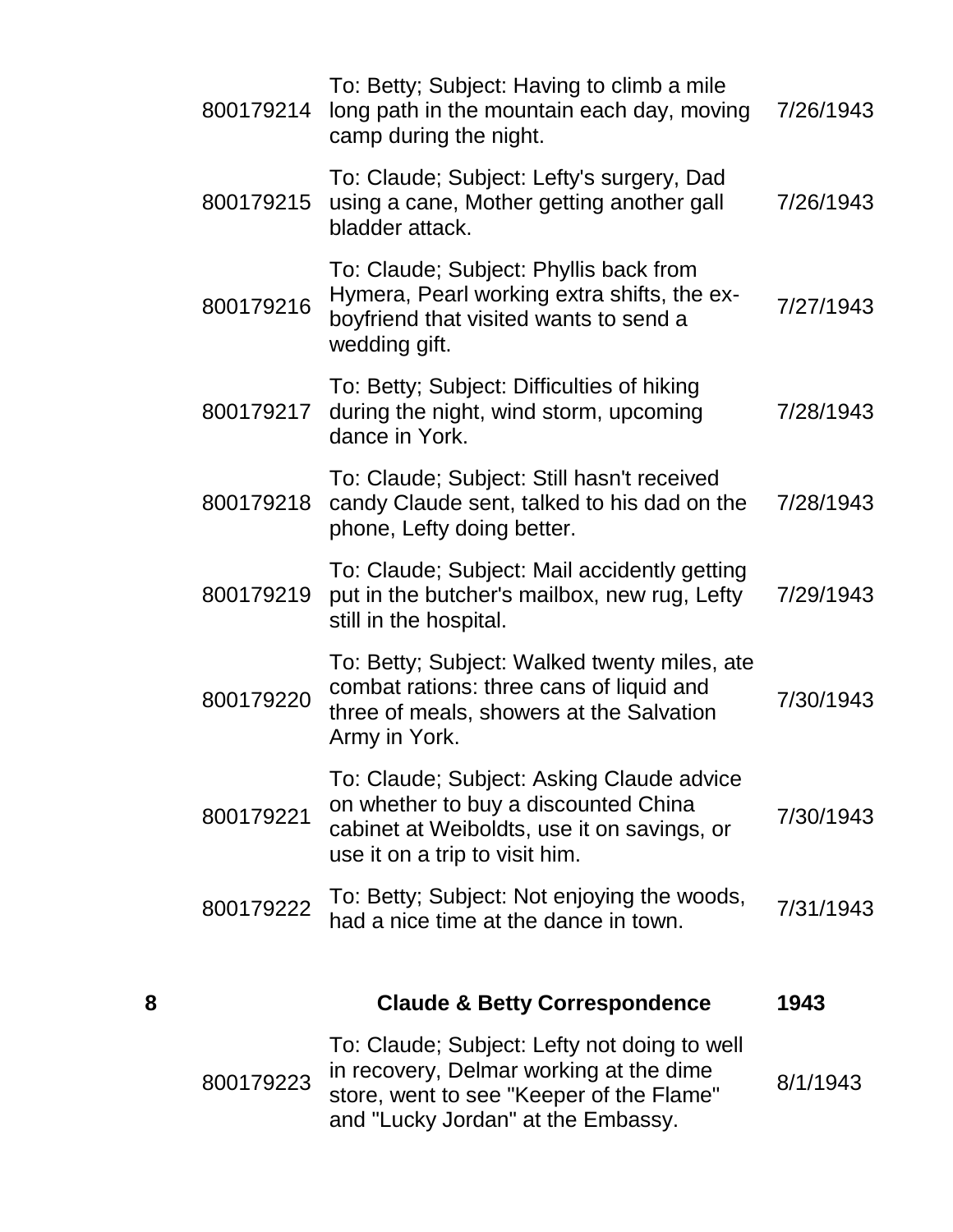| | | | |
|---|---|---|---|
| | 800179214 | To: Betty; Subject: Having to climb a mile long path in the mountain each day, moving camp during the night. | 7/26/1943 |
| | 800179215 | To: Claude; Subject: Lefty's surgery, Dad using a cane, Mother getting another gall bladder attack. | 7/26/1943 |
| | 800179216 | To: Claude; Subject: Phyllis back from Hymera, Pearl working extra shifts, the ex-boyfriend that visited wants to send a wedding gift. | 7/27/1943 |
| | 800179217 | To: Betty; Subject: Difficulties of hiking during the night, wind storm, upcoming dance in York. | 7/28/1943 |
| | 800179218 | To: Claude; Subject: Still hasn't received candy Claude sent, talked to his dad on the phone, Lefty doing better. | 7/28/1943 |
| | 800179219 | To: Claude; Subject: Mail accidently getting put in the butcher's mailbox, new rug, Lefty still in the hospital. | 7/29/1943 |
| | 800179220 | To: Betty; Subject: Walked twenty miles, ate combat rations: three cans of liquid and three of meals, showers at the Salvation Army in York. | 7/30/1943 |
| | 800179221 | To: Claude; Subject: Asking Claude advice on whether to buy a discounted China cabinet at Weiboldts, use it on savings, or use it on a trip to visit him. | 7/30/1943 |
| | 800179222 | To: Betty; Subject: Not enjoying the woods, had a nice time at the dance in town. | 7/31/1943 |
| **8** | | **Claude & Betty Correspondence** | **1943** |
| | 800179223 | To: Claude; Subject: Lefty not doing to well in recovery, Delmar working at the dime store, went to see "Keeper of the Flame" and "Lucky Jordan" at the Embassy. | 8/1/1943 |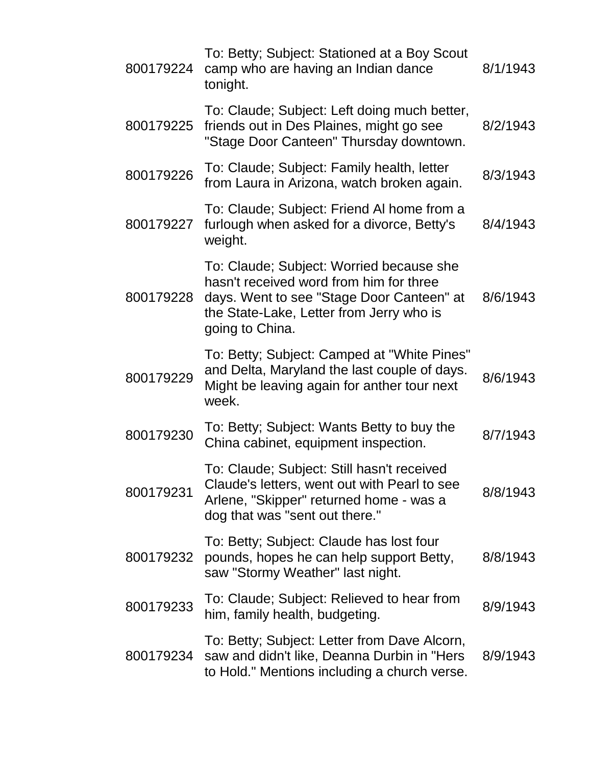| | | |
|---|---|---|
| 800179224 | To: Betty; Subject: Stationed at a Boy Scout camp who are having an Indian dance tonight. | 8/1/1943 |
| 800179225 | To: Claude; Subject: Left doing much better, friends out in Des Plaines, might go see "Stage Door Canteen" Thursday downtown. | 8/2/1943 |
| 800179226 | To: Claude; Subject: Family health, letter from Laura in Arizona, watch broken again. | 8/3/1943 |
| 800179227 | To: Claude; Subject: Friend Al home from a furlough when asked for a divorce, Betty's weight. | 8/4/1943 |
| 800179228 | To: Claude; Subject: Worried because she hasn't received word from him for three days. Went to see "Stage Door Canteen" at the State-Lake, Letter from Jerry who is going to China. | 8/6/1943 |
| 800179229 | To: Betty; Subject: Camped at "White Pines" and Delta, Maryland the last couple of days. Might be leaving again for anther tour next week. | 8/6/1943 |
| 800179230 | To: Betty; Subject: Wants Betty to buy the China cabinet, equipment inspection. | 8/7/1943 |
| 800179231 | To: Claude; Subject: Still hasn't received Claude's letters, went out with Pearl to see Arlene, "Skipper" returned home - was a dog that was "sent out there." | 8/8/1943 |
| 800179232 | To: Betty; Subject: Claude has lost four pounds, hopes he can help support Betty, saw "Stormy Weather" last night. | 8/8/1943 |
| 800179233 | To: Claude; Subject: Relieved to hear from him, family health, budgeting. | 8/9/1943 |
| 800179234 | To: Betty; Subject: Letter from Dave Alcorn, saw and didn't like, Deanna Durbin in "Hers to Hold." Mentions including a church verse. | 8/9/1943 |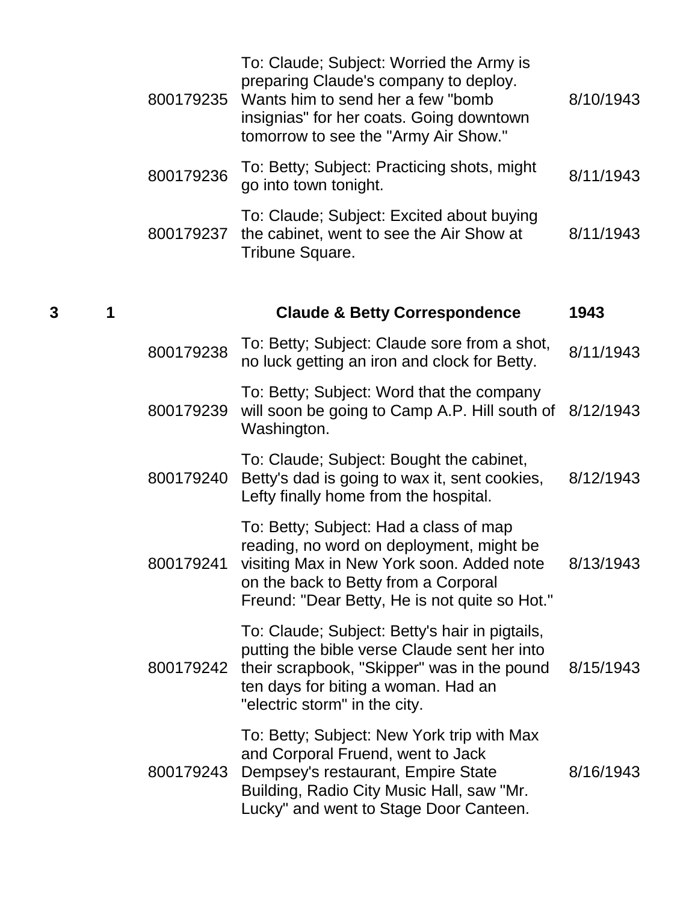| | | | | |
|---|---|---|---|---|
| | | 800179235 | To: Claude; Subject: Worried the Army is preparing Claude's company to deploy. Wants him to send her a few "bomb insignias" for her coats. Going downtown tomorrow to see the "Army Air Show." | 8/10/1943 |
| | | 800179236 | To: Betty; Subject: Practicing shots, might go into town tonight. | 8/11/1943 |
| | | 800179237 | To: Claude; Subject: Excited about buying the cabinet, went to see the Air Show at Tribune Square. | 8/11/1943 |
| **3** | **1** | | **Claude & Betty Correspondence** | **1943** |
| | | 800179238 | To: Betty; Subject: Claude sore from a shot, no luck getting an iron and clock for Betty. | 8/11/1943 |
| | | 800179239 | To: Betty; Subject: Word that the company will soon be going to Camp A.P. Hill south of Washington. | 8/12/1943 |
| | | 800179240 | To: Claude; Subject: Bought the cabinet, Betty's dad is going to wax it, sent cookies, Lefty finally home from the hospital. | 8/12/1943 |
| | | 800179241 | To: Betty; Subject: Had a class of map reading, no word on deployment, might be visiting Max in New York soon. Added note on the back to Betty from a Corporal Freund: "Dear Betty, He is not quite so Hot." | 8/13/1943 |
| | | 800179242 | To: Claude; Subject: Betty's hair in pigtails, putting the bible verse Claude sent her into their scrapbook, "Skipper" was in the pound ten days for biting a woman. Had an "electric storm" in the city. | 8/15/1943 |
| | | 800179243 | To: Betty; Subject: New York trip with Max and Corporal Fruend, went to Jack Dempsey's restaurant, Empire State Building, Radio City Music Hall, saw "Mr. Lucky" and went to Stage Door Canteen. | 8/16/1943 |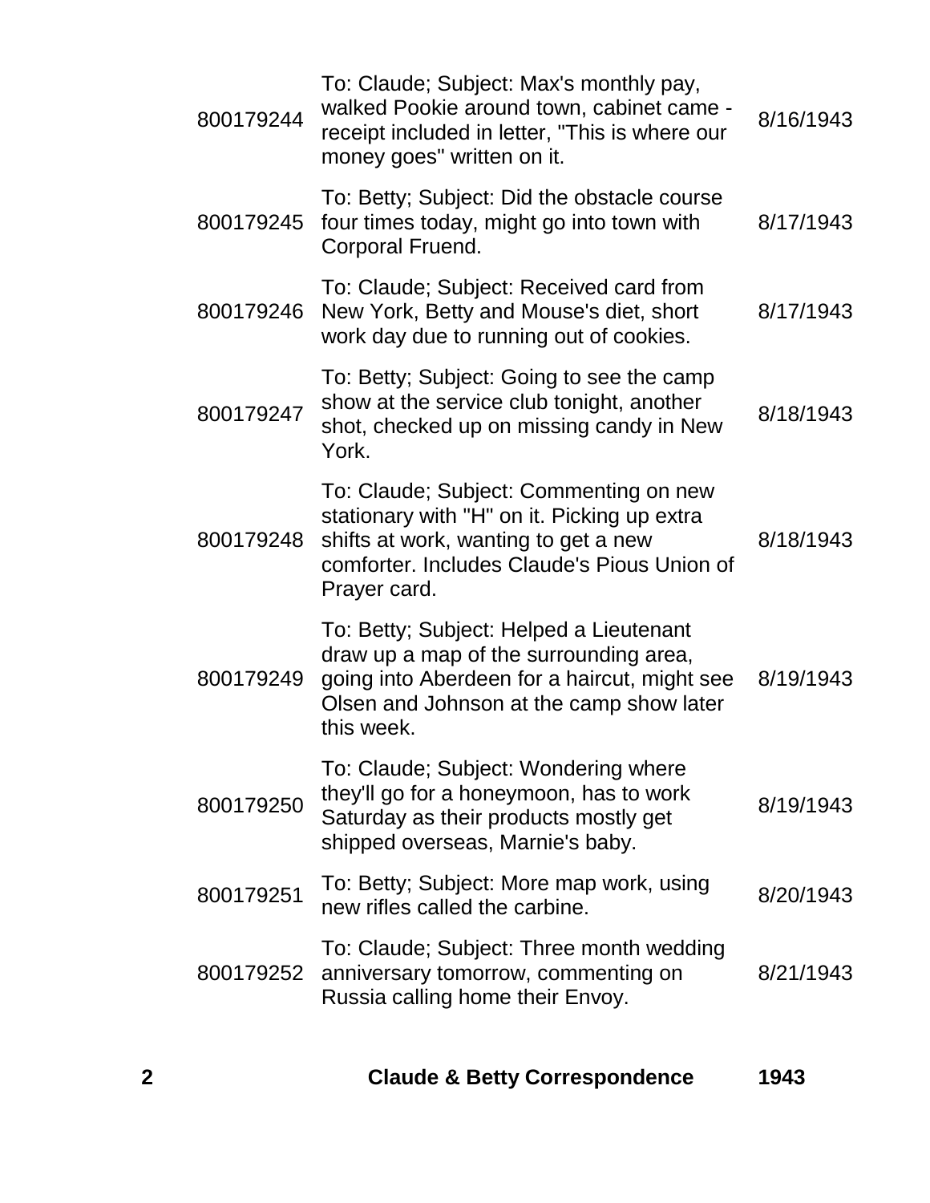| | | |
|---|---|---|
| 800179244 | To: Claude; Subject: Max's monthly pay, walked Pookie around town, cabinet came - receipt included in letter, "This is where our money goes" written on it. | 8/16/1943 |
| 800179245 | To: Betty; Subject: Did the obstacle course four times today, might go into town with Corporal Fruend. | 8/17/1943 |
| 800179246 | To: Claude; Subject: Received card from New York, Betty and Mouse's diet, short work day due to running out of cookies. | 8/17/1943 |
| 800179247 | To: Betty; Subject: Going to see the camp show at the service club tonight, another shot, checked up on missing candy in New York. | 8/18/1943 |
| 800179248 | To: Claude; Subject: Commenting on new stationary with "H" on it. Picking up extra shifts at work, wanting to get a new comforter. Includes Claude's Pious Union of Prayer card. | 8/18/1943 |
| 800179249 | To: Betty; Subject: Helped a Lieutenant draw up a map of the surrounding area, going into Aberdeen for a haircut, might see Olsen and Johnson at the camp show later this week. | 8/19/1943 |
| 800179250 | To: Claude; Subject: Wondering where they'll go for a honeymoon, has to work Saturday as their products mostly get shipped overseas, Marnie's baby. | 8/19/1943 |
| 800179251 | To: Betty; Subject: More map work, using new rifles called the carbine. | 8/20/1943 |
| 800179252 | To: Claude; Subject: Three month wedding anniversary tomorrow, commenting on Russia calling home their Envoy. | 8/21/1943 |

**2 Claude & Betty Correspondence 1943**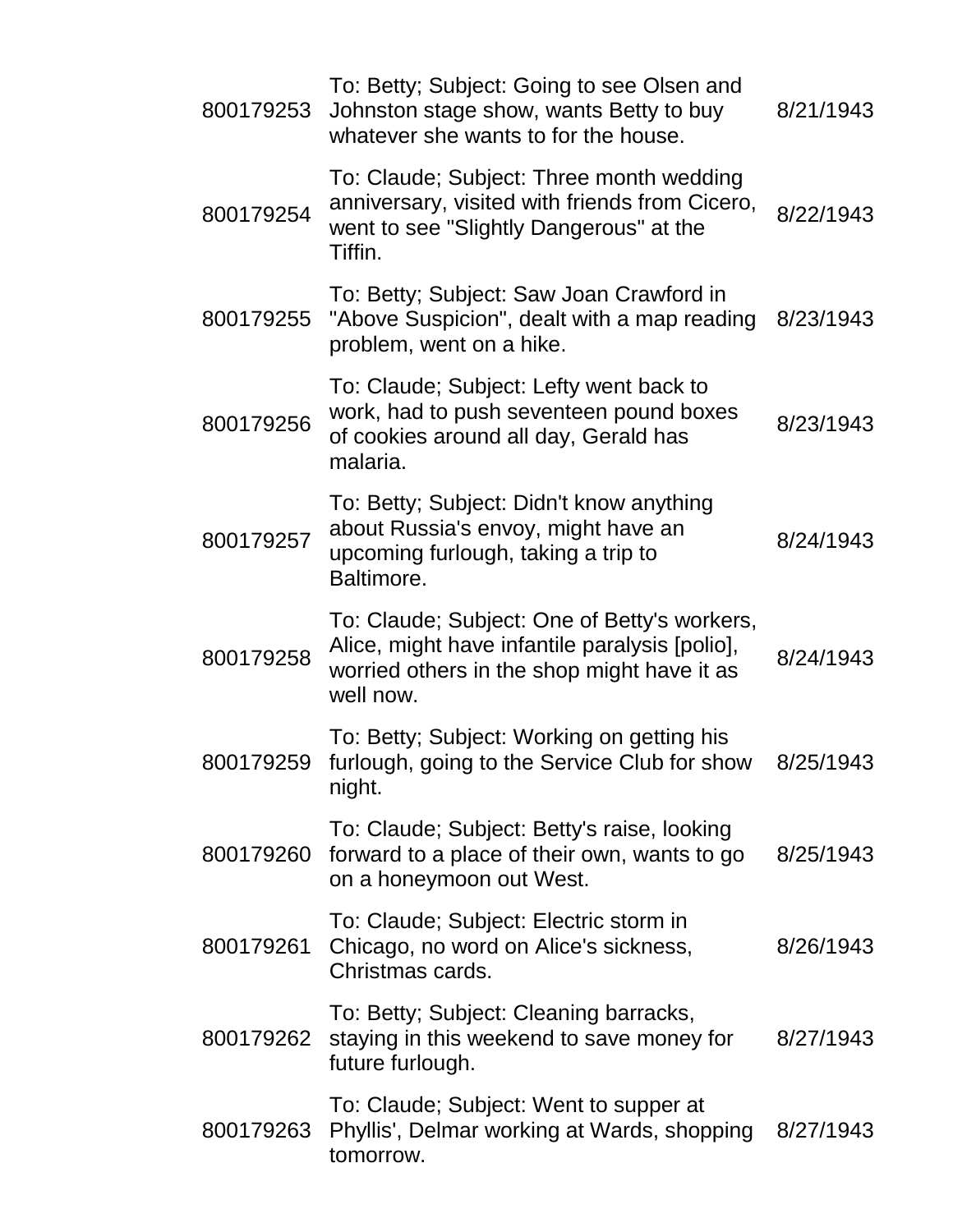| | | |
|---|---|---|
| 800179253 | To: Betty; Subject: Going to see Olsen and Johnston stage show, wants Betty to buy whatever she wants to for the house. | 8/21/1943 |
| 800179254 | To: Claude; Subject: Three month wedding anniversary, visited with friends from Cicero, went to see "Slightly Dangerous" at the Tiffin. | 8/22/1943 |
| 800179255 | To: Betty; Subject: Saw Joan Crawford in "Above Suspicion", dealt with a map reading problem, went on a hike. | 8/23/1943 |
| 800179256 | To: Claude; Subject: Lefty went back to work, had to push seventeen pound boxes of cookies around all day, Gerald has malaria. | 8/23/1943 |
| 800179257 | To: Betty; Subject: Didn't know anything about Russia's envoy, might have an upcoming furlough, taking a trip to Baltimore. | 8/24/1943 |
| 800179258 | To: Claude; Subject: One of Betty's workers, Alice, might have infantile paralysis [polio], worried others in the shop might have it as well now. | 8/24/1943 |
| 800179259 | To: Betty; Subject: Working on getting his furlough, going to the Service Club for show night. | 8/25/1943 |
| 800179260 | To: Claude; Subject: Betty's raise, looking forward to a place of their own, wants to go on a honeymoon out West. | 8/25/1943 |
| 800179261 | To: Claude; Subject: Electric storm in Chicago, no word on Alice's sickness, Christmas cards. | 8/26/1943 |
| 800179262 | To: Betty; Subject: Cleaning barracks, staying in this weekend to save money for future furlough. | 8/27/1943 |
| 800179263 | To: Claude; Subject: Went to supper at Phyllis', Delmar working at Wards, shopping tomorrow. | 8/27/1943 |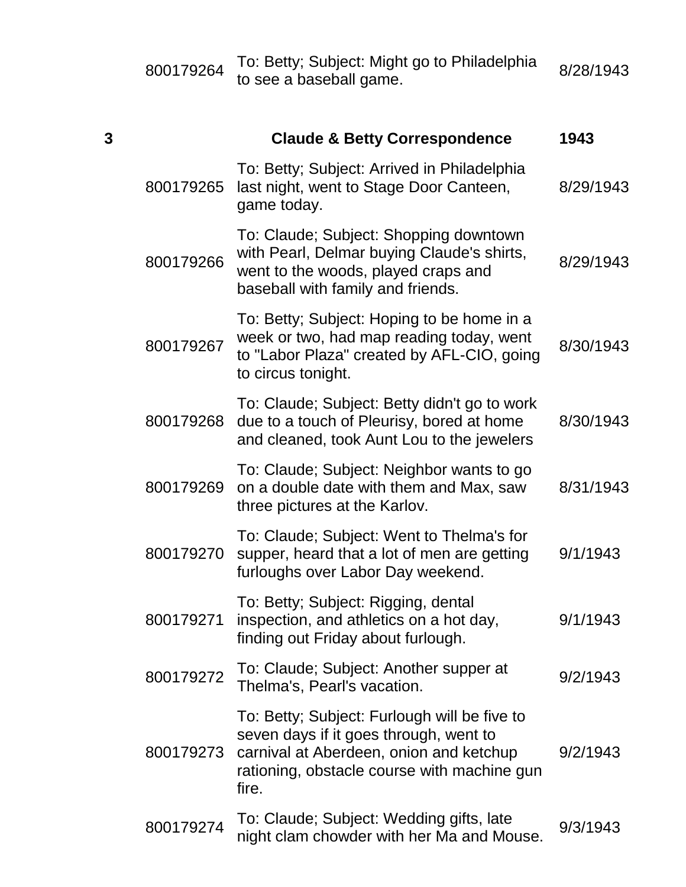| | | | |
|---|---|---|---|
| | 800179264 | To: Betty; Subject: Might go to Philadelphia to see a baseball game. | 8/28/1943 |
| **3** | | **Claude & Betty Correspondence** | **1943** |
| | 800179265 | To: Betty; Subject: Arrived in Philadelphia last night, went to Stage Door Canteen, game today. | 8/29/1943 |
| | 800179266 | To: Claude; Subject: Shopping downtown with Pearl, Delmar buying Claude's shirts, went to the woods, played craps and baseball with family and friends. | 8/29/1943 |
| | 800179267 | To: Betty; Subject: Hoping to be home in a week or two, had map reading today, went to "Labor Plaza" created by AFL-CIO, going to circus tonight. | 8/30/1943 |
| | 800179268 | To: Claude; Subject: Betty didn't go to work due to a touch of Pleurisy, bored at home and cleaned, took Aunt Lou to the jewelers | 8/30/1943 |
| | 800179269 | To: Claude; Subject: Neighbor wants to go on a double date with them and Max, saw three pictures at the Karlov. | 8/31/1943 |
| | 800179270 | To: Claude; Subject: Went to Thelma's for supper, heard that a lot of men are getting furloughs over Labor Day weekend. | 9/1/1943 |
| | 800179271 | To: Betty; Subject: Rigging, dental inspection, and athletics on a hot day, finding out Friday about furlough. | 9/1/1943 |
| | 800179272 | To: Claude; Subject: Another supper at Thelma's, Pearl's vacation. | 9/2/1943 |
| | 800179273 | To: Betty; Subject: Furlough will be five to seven days if it goes through, went to carnival at Aberdeen, onion and ketchup rationing, obstacle course with machine gun fire. | 9/2/1943 |
| | 800179274 | To: Claude; Subject: Wedding gifts, late night clam chowder with her Ma and Mouse. | 9/3/1943 |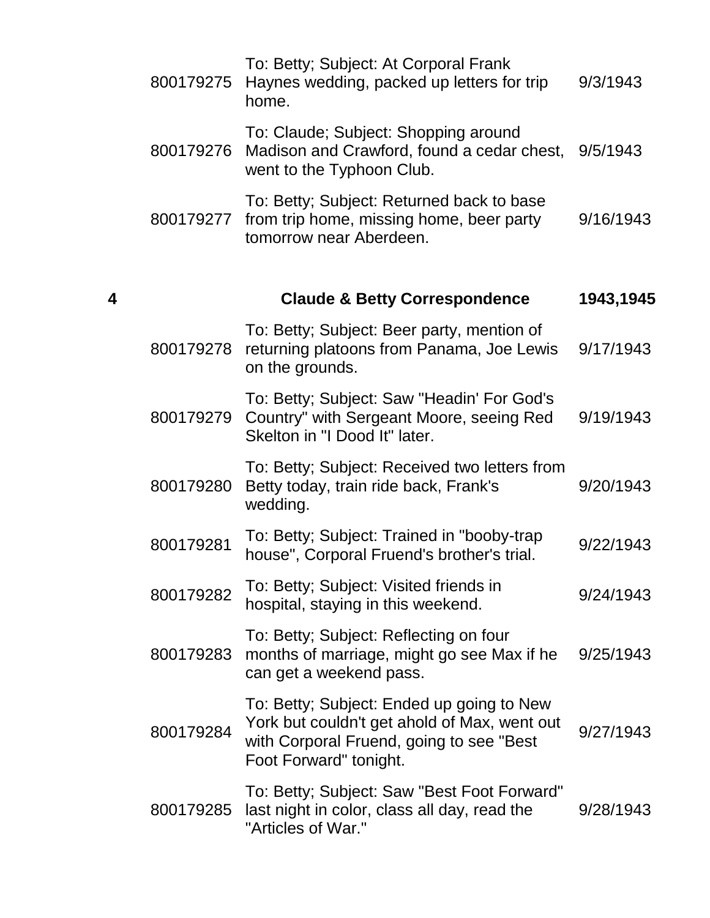| | | | |
|---|---|---|---|
| | 800179275 | To: Betty; Subject: At Corporal Frank Haynes wedding, packed up letters for trip home. | 9/3/1943 |
| | 800179276 | To: Claude; Subject: Shopping around Madison and Crawford, found a cedar chest, went to the Typhoon Club. | 9/5/1943 |
| | 800179277 | To: Betty; Subject: Returned back to base from trip home, missing home, beer party tomorrow near Aberdeen. | 9/16/1943 |
| **4** | | **Claude & Betty Correspondence** | **1943,1945** |
| | 800179278 | To: Betty; Subject: Beer party, mention of returning platoons from Panama, Joe Lewis on the grounds. | 9/17/1943 |
| | 800179279 | To: Betty; Subject: Saw "Headin' For God's Country" with Sergeant Moore, seeing Red Skelton in "I Dood It" later. | 9/19/1943 |
| | 800179280 | To: Betty; Subject: Received two letters from Betty today, train ride back, Frank's wedding. | 9/20/1943 |
| | 800179281 | To: Betty; Subject: Trained in "booby-trap house", Corporal Fruend's brother's trial. | 9/22/1943 |
| | 800179282 | To: Betty; Subject: Visited friends in hospital, staying in this weekend. | 9/24/1943 |
| | 800179283 | To: Betty; Subject: Reflecting on four months of marriage, might go see Max if he can get a weekend pass. | 9/25/1943 |
| | 800179284 | To: Betty; Subject: Ended up going to New York but couldn't get ahold of Max, went out with Corporal Fruend, going to see "Best Foot Forward" tonight. | 9/27/1943 |
| | 800179285 | To: Betty; Subject: Saw "Best Foot Forward" last night in color, class all day, read the "Articles of War." | 9/28/1943 |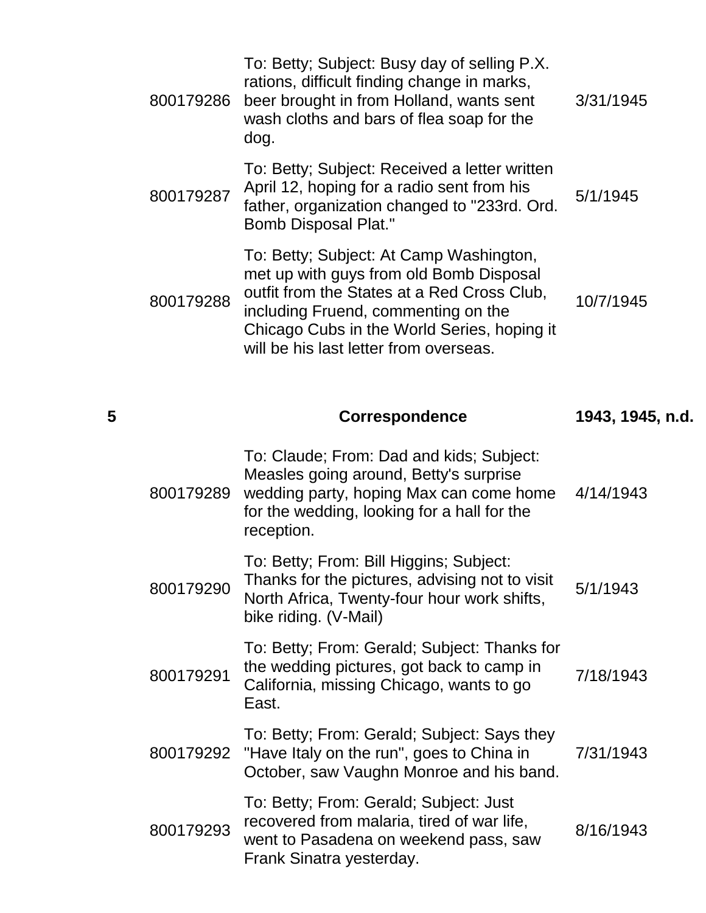| | | | |
|---|---|---|---|
| | 800179286 | To: Betty; Subject: Busy day of selling P.X. rations, difficult finding change in marks, beer brought in from Holland, wants sent wash cloths and bars of flea soap for the dog. | 3/31/1945 |
| | 800179287 | To: Betty; Subject: Received a letter written April 12, hoping for a radio sent from his father, organization changed to "233rd. Ord. Bomb Disposal Plat." | 5/1/1945 |
| | 800179288 | To: Betty; Subject: At Camp Washington, met up with guys from old Bomb Disposal outfit from the States at a Red Cross Club, including Fruend, commenting on the Chicago Cubs in the World Series, hoping it will be his last letter from overseas. | 10/7/1945 |
| **5** | | **Correspondence** | **1943, 1945, n.d.** |
| | 800179289 | To: Claude; From: Dad and kids; Subject: Measles going around, Betty's surprise wedding party, hoping Max can come home for the wedding, looking for a hall for the reception. | 4/14/1943 |
| | 800179290 | To: Betty; From: Bill Higgins; Subject: Thanks for the pictures, advising not to visit North Africa, Twenty-four hour work shifts, bike riding. (V-Mail) | 5/1/1943 |
| | 800179291 | To: Betty; From: Gerald; Subject: Thanks for the wedding pictures, got back to camp in California, missing Chicago, wants to go East. | 7/18/1943 |
| | 800179292 | To: Betty; From: Gerald; Subject: Says they "Have Italy on the run", goes to China in October, saw Vaughn Monroe and his band. | 7/31/1943 |
| | 800179293 | To: Betty; From: Gerald; Subject: Just recovered from malaria, tired of war life, went to Pasadena on weekend pass, saw Frank Sinatra yesterday. | 8/16/1943 |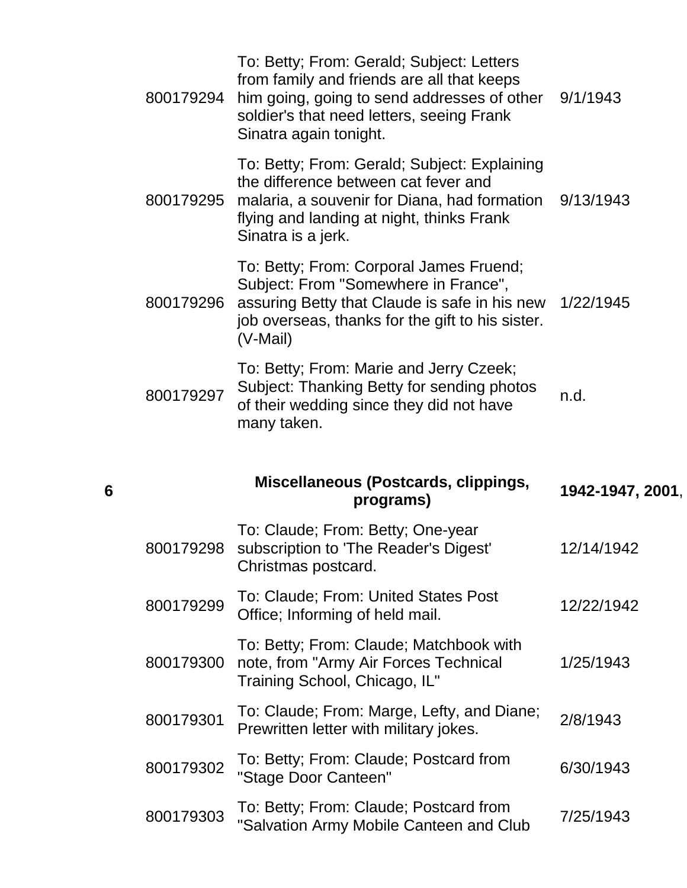| | | | |
|---|---|---|---|
| | 800179294 | To: Betty; From: Gerald; Subject: Letters from family and friends are all that keeps him going, going to send addresses of other soldier's that need letters, seeing Frank Sinatra again tonight. | 9/1/1943 |
| | 800179295 | To: Betty; From: Gerald; Subject: Explaining the difference between cat fever and malaria, a souvenir for Diana, had formation flying and landing at night, thinks Frank Sinatra is a jerk. | 9/13/1943 |
| | 800179296 | To: Betty; From: Corporal James Fruend; Subject: From "Somewhere in France", assuring Betty that Claude is safe in his new job overseas, thanks for the gift to his sister. (V-Mail) | 1/22/1945 |
| | 800179297 | To: Betty; From: Marie and Jerry Czeek; Subject: Thanking Betty for sending photos of their wedding since they did not have many taken. | n.d. |
| **6** | | **Miscellaneous (Postcards, clippings, programs)** | **1942-1947, 2001**, |
| | 800179298 | To: Claude; From: Betty; One-year subscription to 'The Reader's Digest' Christmas postcard. | 12/14/1942 |
| | 800179299 | To: Claude; From: United States Post Office; Informing of held mail. | 12/22/1942 |
| | 800179300 | To: Betty; From: Claude; Matchbook with note, from "Army Air Forces Technical Training School, Chicago, IL" | 1/25/1943 |
| | 800179301 | To: Claude; From: Marge, Lefty, and Diane; Prewritten letter with military jokes. | 2/8/1943 |
| | 800179302 | To: Betty; From: Claude; Postcard from "Stage Door Canteen" | 6/30/1943 |
| | 800179303 | To: Betty; From: Claude; Postcard from "Salvation Army Mobile Canteen and Club | 7/25/1943 |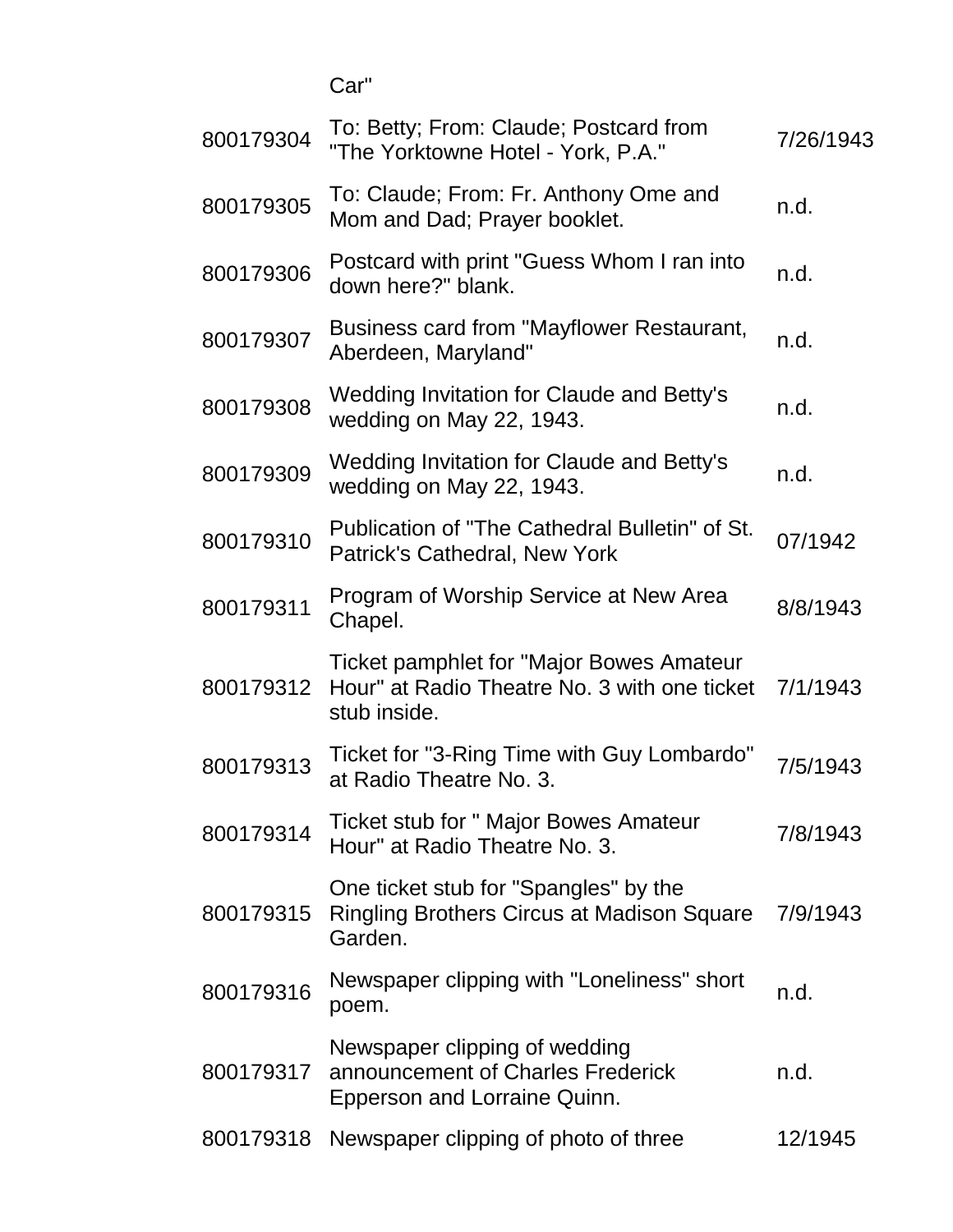| | | |
|---|---|---|
| | Car" | |
| 800179304 | To: Betty; From: Claude; Postcard from "The Yorktowne Hotel - York, P.A." | 7/26/1943 |
| 800179305 | To: Claude; From: Fr. Anthony Ome and Mom and Dad; Prayer booklet. | n.d. |
| 800179306 | Postcard with print "Guess Whom I ran into down here?" blank. | n.d. |
| 800179307 | Business card from "Mayflower Restaurant, Aberdeen, Maryland" | n.d. |
| 800179308 | Wedding Invitation for Claude and Betty's wedding on May 22, 1943. | n.d. |
| 800179309 | Wedding Invitation for Claude and Betty's wedding on May 22, 1943. | n.d. |
| 800179310 | Publication of "The Cathedral Bulletin" of St. Patrick's Cathedral, New York | 07/1942 |
| 800179311 | Program of Worship Service at New Area Chapel. | 8/8/1943 |
| 800179312 | Ticket pamphlet for "Major Bowes Amateur Hour" at Radio Theatre No. 3 with one ticket stub inside. | 7/1/1943 |
| 800179313 | Ticket for "3-Ring Time with Guy Lombardo" at Radio Theatre No. 3. | 7/5/1943 |
| 800179314 | Ticket stub for " Major Bowes Amateur Hour" at Radio Theatre No. 3. | 7/8/1943 |
| 800179315 | One ticket stub for "Spangles" by the Ringling Brothers Circus at Madison Square Garden. | 7/9/1943 |
| 800179316 | Newspaper clipping with "Loneliness" short poem. | n.d. |
| 800179317 | Newspaper clipping of wedding announcement of Charles Frederick Epperson and Lorraine Quinn. | n.d. |
| 800179318 | Newspaper clipping of photo of three | 12/1945 |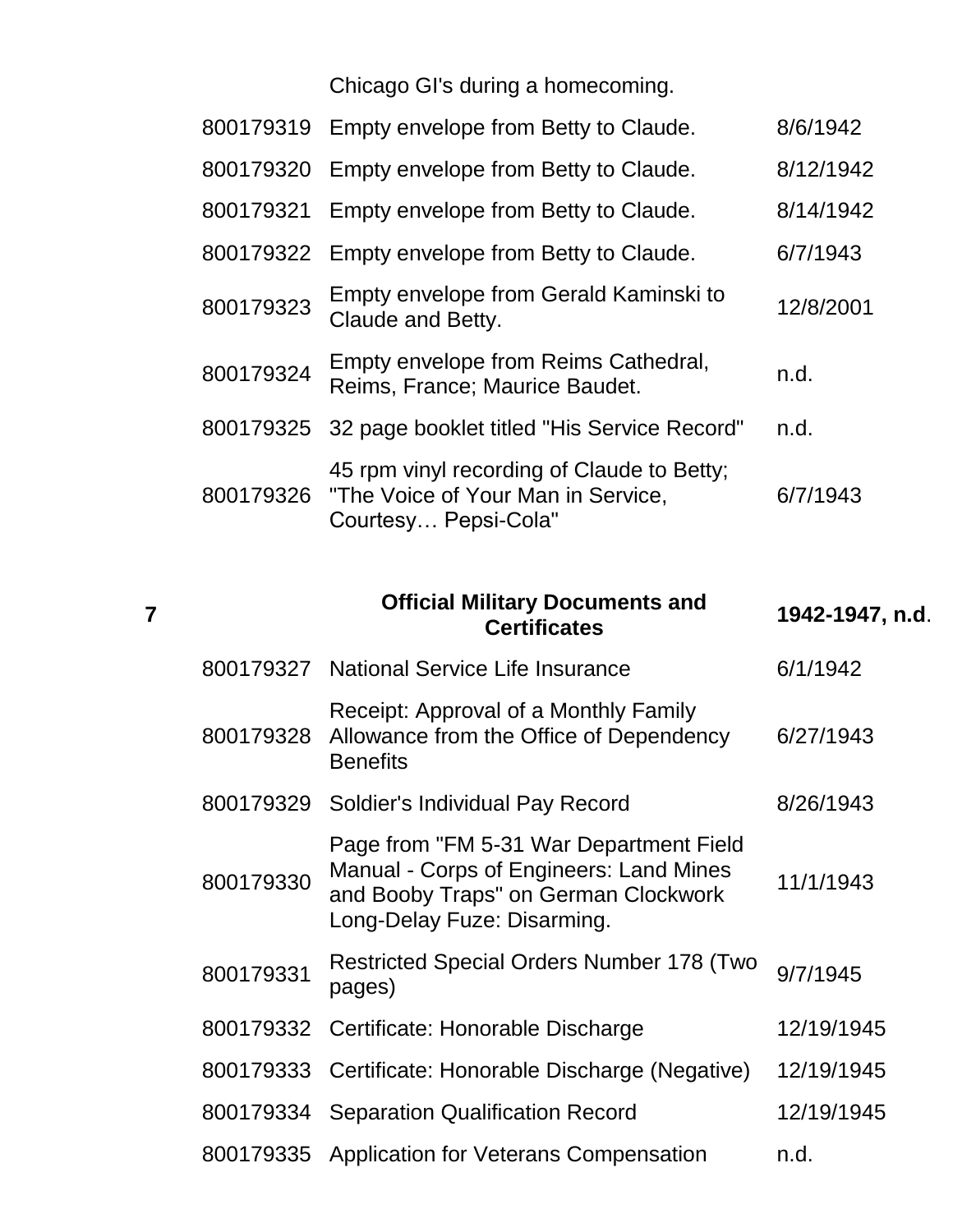| | | | |
|---|---|---|---|
| | | Chicago GI's during a homecoming. | |
| | 800179319 | Empty envelope from Betty to Claude. | 8/6/1942 |
| | 800179320 | Empty envelope from Betty to Claude. | 8/12/1942 |
| | 800179321 | Empty envelope from Betty to Claude. | 8/14/1942 |
| | 800179322 | Empty envelope from Betty to Claude. | 6/7/1943 |
| | 800179323 | Empty envelope from Gerald Kaminski to Claude and Betty. | 12/8/2001 |
| | 800179324 | Empty envelope from Reims Cathedral, Reims, France; Maurice Baudet. | n.d. |
| | 800179325 | 32 page booklet titled "His Service Record" | n.d. |
| | 800179326 | 45 rpm vinyl recording of Claude to Betty; "The Voice of Your Man in Service, Courtesy… Pepsi-Cola" | 6/7/1943 |
| **7** | | **Official Military Documents and Certificates** | **1942-1947, n.d**. |
| | 800179327 | National Service Life Insurance | 6/1/1942 |
| | 800179328 | Receipt: Approval of a Monthly Family Allowance from the Office of Dependency Benefits | 6/27/1943 |
| | 800179329 | Soldier's Individual Pay Record | 8/26/1943 |
| | 800179330 | Page from "FM 5-31 War Department Field Manual - Corps of Engineers: Land Mines and Booby Traps" on German Clockwork Long-Delay Fuze: Disarming. | 11/1/1943 |
| | 800179331 | Restricted Special Orders Number 178 (Two pages) | 9/7/1945 |
| | 800179332 | Certificate: Honorable Discharge | 12/19/1945 |
| | 800179333 | Certificate: Honorable Discharge (Negative) | 12/19/1945 |
| | 800179334 | Separation Qualification Record | 12/19/1945 |
| | 800179335 | Application for Veterans Compensation | n.d. |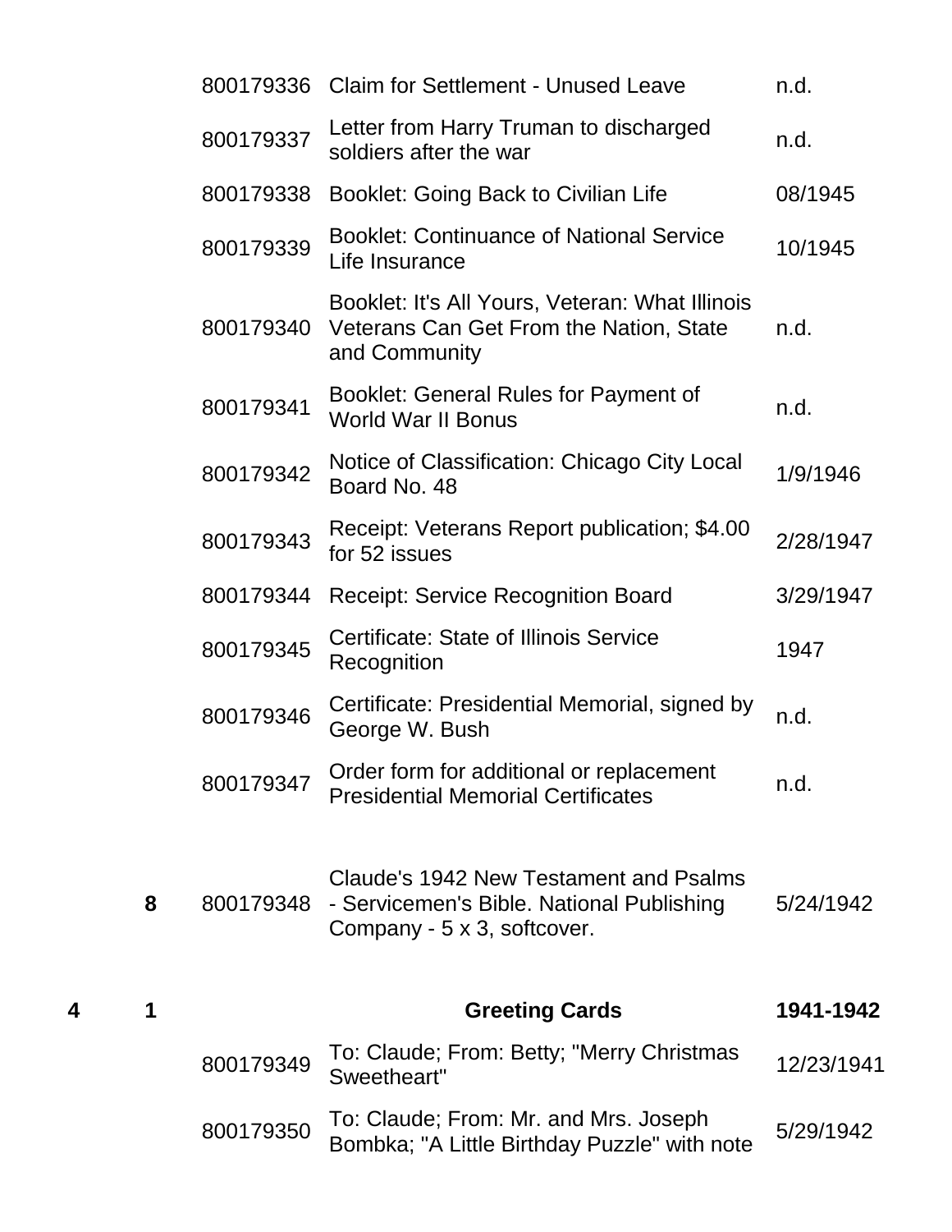| Box | Folder | Item ID | Description | Date |
|---|---|---|---|---|
| | | 800179336 | Claim for Settlement - Unused Leave | n.d. |
| | | 800179337 | Letter from Harry Truman to discharged soldiers after the war | n.d. |
| | | 800179338 | Booklet: Going Back to Civilian Life | 08/1945 |
| | | 800179339 | Booklet: Continuance of National Service Life Insurance | 10/1945 |
| | | 800179340 | Booklet: It's All Yours, Veteran: What Illinois Veterans Can Get From the Nation, State and Community | n.d. |
| | | 800179341 | Booklet: General Rules for Payment of World War II Bonus | n.d. |
| | | 800179342 | Notice of Classification: Chicago City Local Board No. 48 | 1/9/1946 |
| | | 800179343 | Receipt: Veterans Report publication; $4.00 for 52 issues | 2/28/1947 |
| | | 800179344 | Receipt: Service Recognition Board | 3/29/1947 |
| | | 800179345 | Certificate: State of Illinois Service Recognition | 1947 |
| | | 800179346 | Certificate: Presidential Memorial, signed by George W. Bush | n.d. |
| | | 800179347 | Order form for additional or replacement Presidential Memorial Certificates | n.d. |
| | **8** | 800179348 | Claude's 1942 New Testament and Psalms - Servicemen's Bible. National Publishing Company - 5 x 3, softcover. | 5/24/1942 |
| **4** | **1** | | **Greeting Cards** | **1941-1942** |
| | | 800179349 | To: Claude; From: Betty; "Merry Christmas Sweetheart" | 12/23/1941 |
| | | 800179350 | To: Claude; From: Mr. and Mrs. Joseph Bombka; "A Little Birthday Puzzle" with note | 5/29/1942 |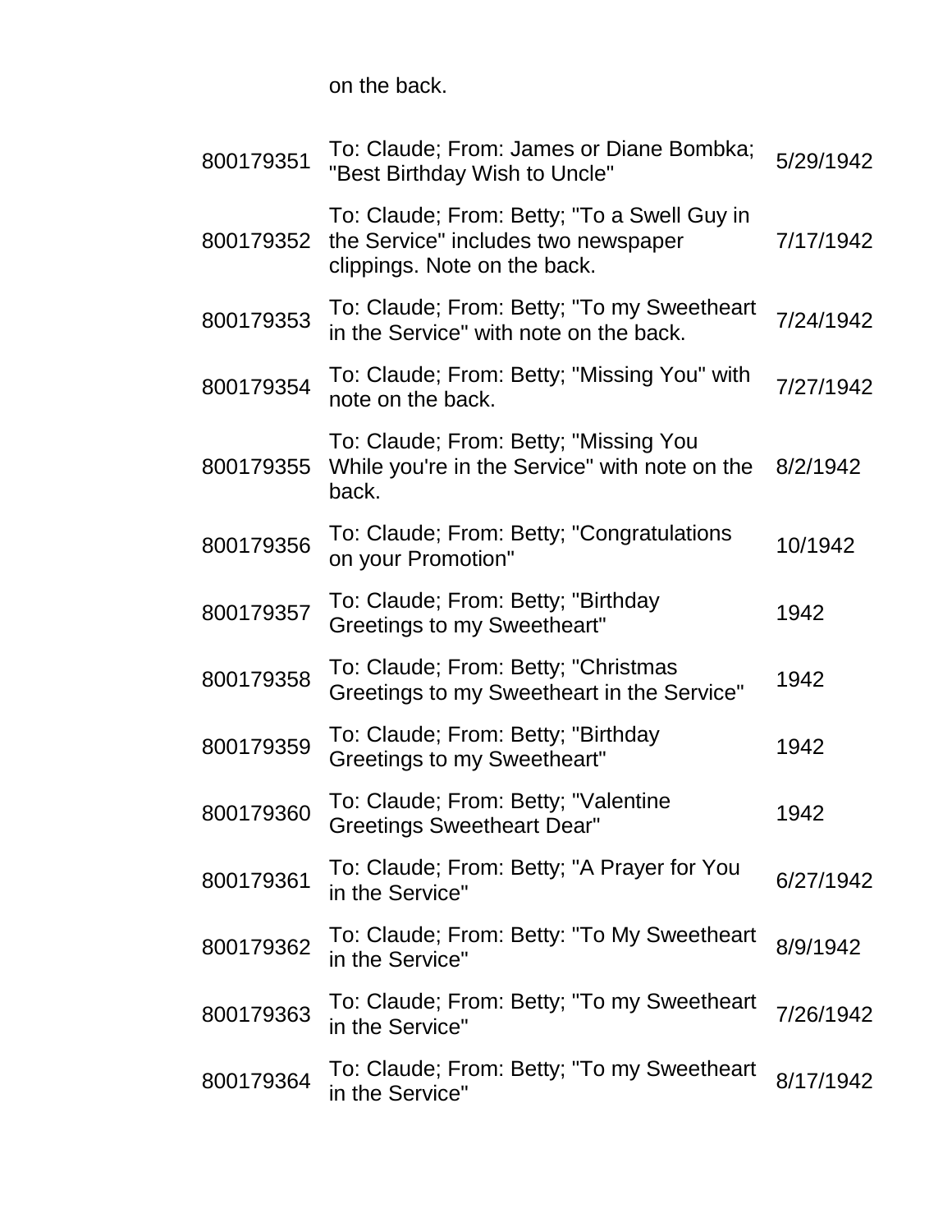| | | |
|---|---|---|
| | on the back. | |
| 800179351 | To: Claude; From: James or Diane Bombka; "Best Birthday Wish to Uncle" | 5/29/1942 |
| 800179352 | To: Claude; From: Betty; "To a Swell Guy in the Service" includes two newspaper clippings. Note on the back. | 7/17/1942 |
| 800179353 | To: Claude; From: Betty; "To my Sweetheart in the Service" with note on the back. | 7/24/1942 |
| 800179354 | To: Claude; From: Betty; "Missing You" with note on the back. | 7/27/1942 |
| 800179355 | To: Claude; From: Betty; "Missing You While you're in the Service" with note on the back. | 8/2/1942 |
| 800179356 | To: Claude; From: Betty; "Congratulations on your Promotion" | 10/1942 |
| 800179357 | To: Claude; From: Betty; "Birthday Greetings to my Sweetheart" | 1942 |
| 800179358 | To: Claude; From: Betty; "Christmas Greetings to my Sweetheart in the Service" | 1942 |
| 800179359 | To: Claude; From: Betty; "Birthday Greetings to my Sweetheart" | 1942 |
| 800179360 | To: Claude; From: Betty; "Valentine Greetings Sweetheart Dear" | 1942 |
| 800179361 | To: Claude; From: Betty; "A Prayer for You in the Service" | 6/27/1942 |
| 800179362 | To: Claude; From: Betty: "To My Sweetheart in the Service" | 8/9/1942 |
| 800179363 | To: Claude; From: Betty; "To my Sweetheart in the Service" | 7/26/1942 |
| 800179364 | To: Claude; From: Betty; "To my Sweetheart in the Service" | 8/17/1942 |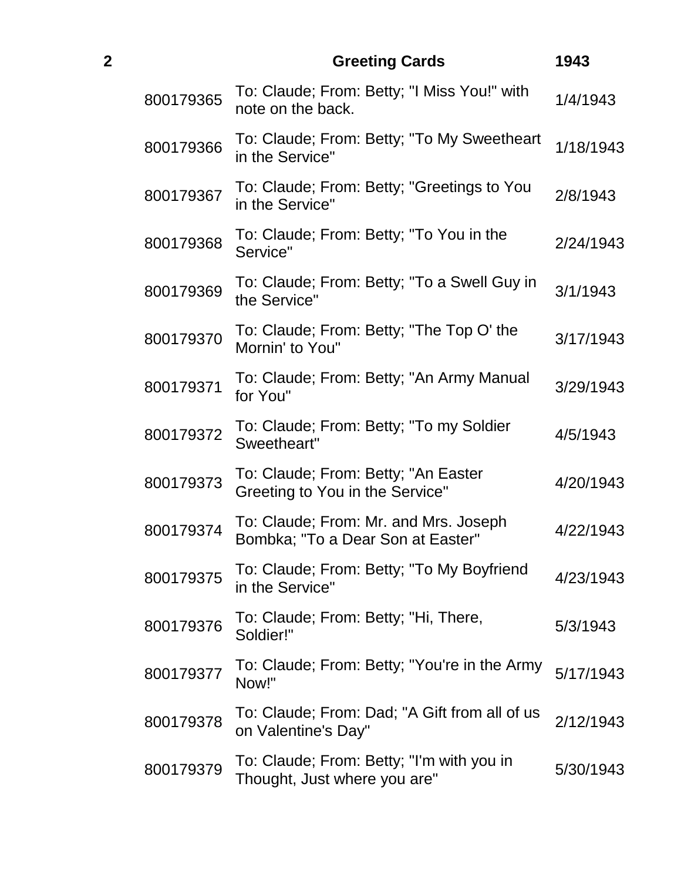| 2 | | Greeting Cards | 1943 |
|---|---|---|---|
| | 800179365 | To: Claude; From: Betty; "I Miss You!" with note on the back. | 1/4/1943 |
| | 800179366 | To: Claude; From: Betty; "To My Sweetheart in the Service" | 1/18/1943 |
| | 800179367 | To: Claude; From: Betty; "Greetings to You in the Service" | 2/8/1943 |
| | 800179368 | To: Claude; From: Betty; "To You in the Service" | 2/24/1943 |
| | 800179369 | To: Claude; From: Betty; "To a Swell Guy in the Service" | 3/1/1943 |
| | 800179370 | To: Claude; From: Betty; "The Top O' the Mornin' to You" | 3/17/1943 |
| | 800179371 | To: Claude; From: Betty; "An Army Manual for You" | 3/29/1943 |
| | 800179372 | To: Claude; From: Betty; "To my Soldier Sweetheart" | 4/5/1943 |
| | 800179373 | To: Claude; From: Betty; "An Easter Greeting to You in the Service" | 4/20/1943 |
| | 800179374 | To: Claude; From: Mr. and Mrs. Joseph Bombka; "To a Dear Son at Easter" | 4/22/1943 |
| | 800179375 | To: Claude; From: Betty; "To My Boyfriend in the Service" | 4/23/1943 |
| | 800179376 | To: Claude; From: Betty; "Hi, There, Soldier!" | 5/3/1943 |
| | 800179377 | To: Claude; From: Betty; "You're in the Army Now!" | 5/17/1943 |
| | 800179378 | To: Claude; From: Dad; "A Gift from all of us on Valentine's Day" | 2/12/1943 |
| | 800179379 | To: Claude; From: Betty; "I'm with you in Thought, Just where you are" | 5/30/1943 |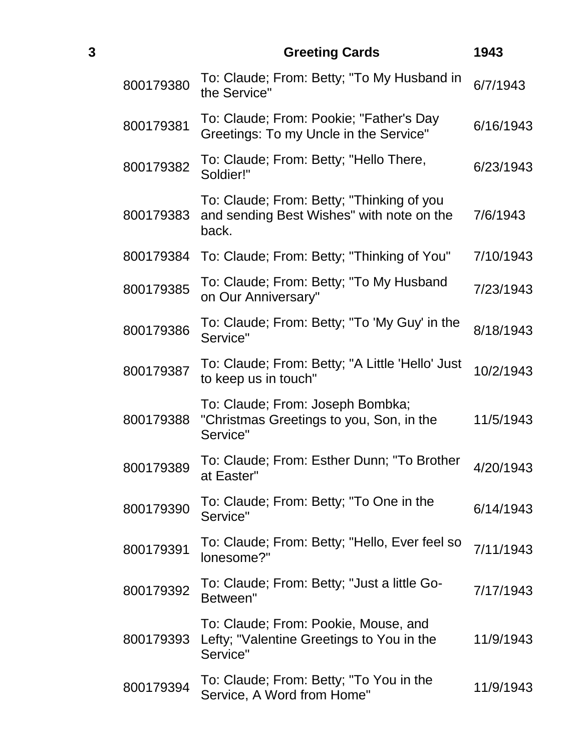| 3 | | Greeting Cards | 1943 |
|---|---|---|---|
| | 800179380 | To: Claude; From: Betty; "To My Husband in the Service" | 6/7/1943 |
| | 800179381 | To: Claude; From: Pookie; "Father's Day Greetings: To my Uncle in the Service" | 6/16/1943 |
| | 800179382 | To: Claude; From: Betty; "Hello There, Soldier!" | 6/23/1943 |
| | 800179383 | To: Claude; From: Betty; "Thinking of you and sending Best Wishes" with note on the back. | 7/6/1943 |
| | 800179384 | To: Claude; From: Betty; "Thinking of You" | 7/10/1943 |
| | 800179385 | To: Claude; From: Betty; "To My Husband on Our Anniversary" | 7/23/1943 |
| | 800179386 | To: Claude; From: Betty; "To 'My Guy' in the Service" | 8/18/1943 |
| | 800179387 | To: Claude; From: Betty; "A Little 'Hello' Just to keep us in touch" | 10/2/1943 |
| | 800179388 | To: Claude; From: Joseph Bombka; "Christmas Greetings to you, Son, in the Service" | 11/5/1943 |
| | 800179389 | To: Claude; From: Esther Dunn; "To Brother at Easter" | 4/20/1943 |
| | 800179390 | To: Claude; From: Betty; "To One in the Service" | 6/14/1943 |
| | 800179391 | To: Claude; From: Betty; "Hello, Ever feel so lonesome?" | 7/11/1943 |
| | 800179392 | To: Claude; From: Betty; "Just a little Go-Between" | 7/17/1943 |
| | 800179393 | To: Claude; From: Pookie, Mouse, and Lefty; "Valentine Greetings to You in the Service" | 11/9/1943 |
| | 800179394 | To: Claude; From: Betty; "To You in the Service, A Word from Home" | 11/9/1943 |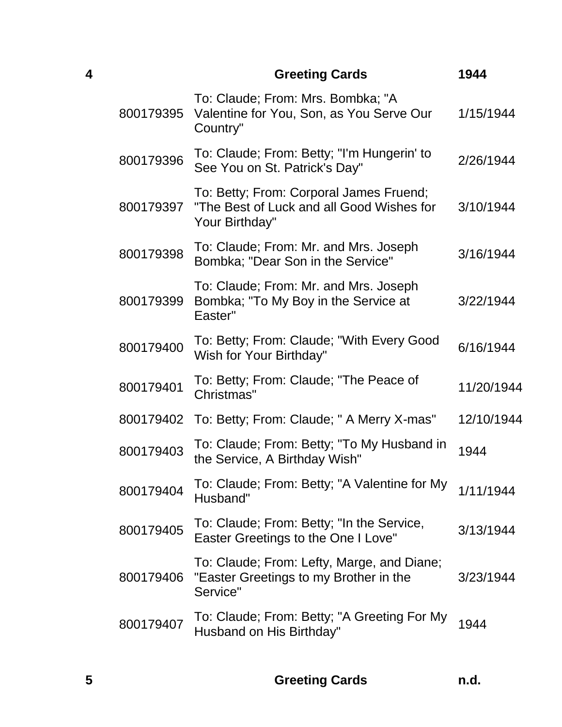| 4 | | Greeting Cards | 1944 |
|---|---|---|---|
| | 800179395 | To: Claude; From: Mrs. Bombka; "A Valentine for You, Son, as You Serve Our Country" | 1/15/1944 |
| | 800179396 | To: Claude; From: Betty; "I'm Hungerin' to See You on St. Patrick's Day" | 2/26/1944 |
| | 800179397 | To: Betty; From: Corporal James Fruend; "The Best of Luck and all Good Wishes for Your Birthday" | 3/10/1944 |
| | 800179398 | To: Claude; From: Mr. and Mrs. Joseph Bombka; "Dear Son in the Service" | 3/16/1944 |
| | 800179399 | To: Claude; From: Mr. and Mrs. Joseph Bombka; "To My Boy in the Service at Easter" | 3/22/1944 |
| | 800179400 | To: Betty; From: Claude; "With Every Good Wish for Your Birthday" | 6/16/1944 |
| | 800179401 | To: Betty; From: Claude; "The Peace of Christmas" | 11/20/1944 |
| | 800179402 | To: Betty; From: Claude; " A Merry X-mas" | 12/10/1944 |
| | 800179403 | To: Claude; From: Betty; "To My Husband in the Service, A Birthday Wish" | 1944 |
| | 800179404 | To: Claude; From: Betty; "A Valentine for My Husband" | 1/11/1944 |
| | 800179405 | To: Claude; From: Betty; "In the Service, Easter Greetings to the One I Love" | 3/13/1944 |
| | 800179406 | To: Claude; From: Lefty, Marge, and Diane; "Easter Greetings to my Brother in the Service" | 3/23/1944 |
| | 800179407 | To: Claude; From: Betty; "A Greeting For My Husband on His Birthday" | 1944 |
| 5 | | Greeting Cards | n.d. |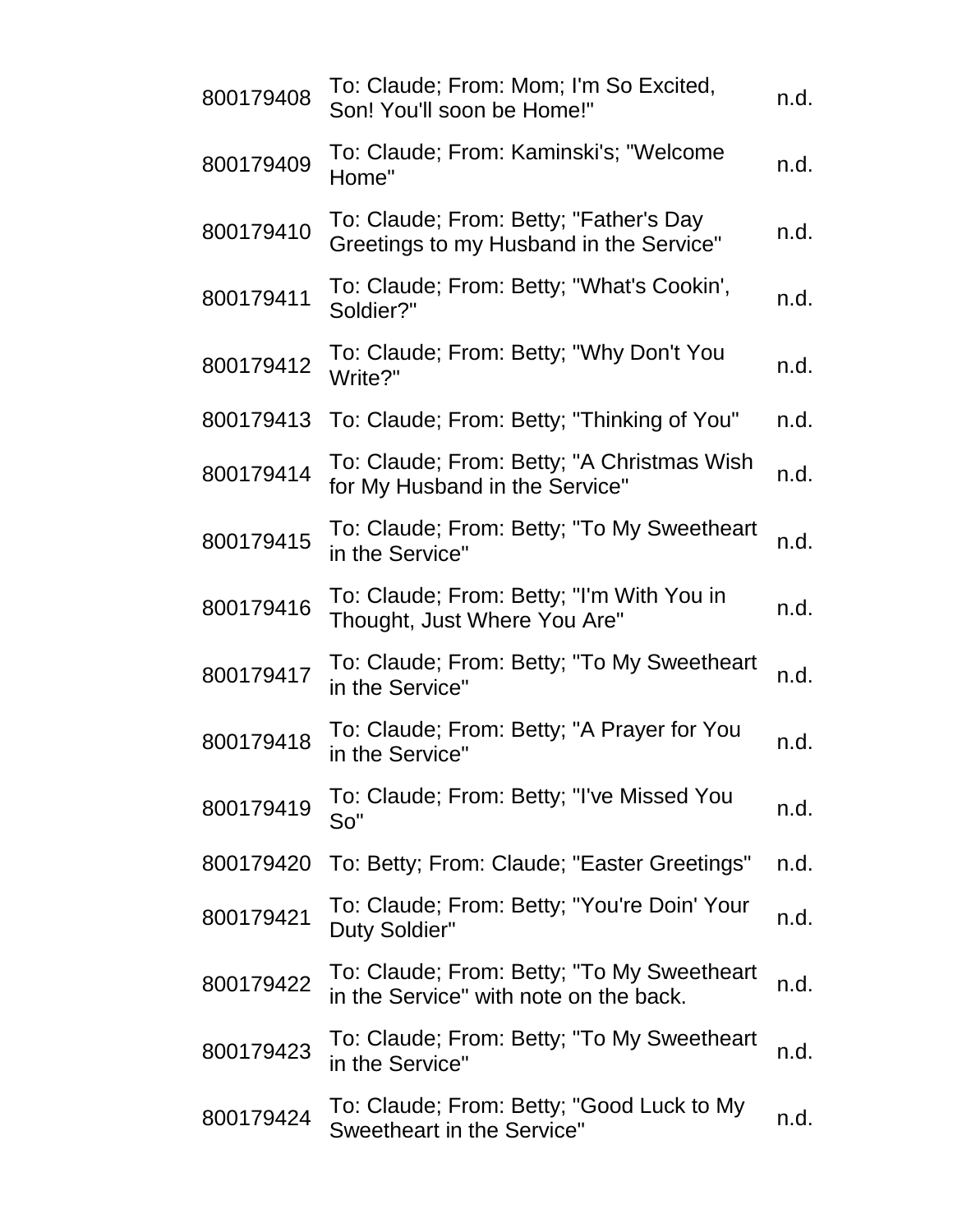| | | |
|---|---|---|
| 800179408 | To: Claude; From: Mom; I'm So Excited, Son! You'll soon be Home!" | n.d. |
| 800179409 | To: Claude; From: Kaminski's; "Welcome Home" | n.d. |
| 800179410 | To: Claude; From: Betty; "Father's Day Greetings to my Husband in the Service" | n.d. |
| 800179411 | To: Claude; From: Betty; "What's Cookin', Soldier?" | n.d. |
| 800179412 | To: Claude; From: Betty; "Why Don't You Write?" | n.d. |
| 800179413 | To: Claude; From: Betty; "Thinking of You" | n.d. |
| 800179414 | To: Claude; From: Betty; "A Christmas Wish for My Husband in the Service" | n.d. |
| 800179415 | To: Claude; From: Betty; "To My Sweetheart in the Service" | n.d. |
| 800179416 | To: Claude; From: Betty; "I'm With You in Thought, Just Where You Are" | n.d. |
| 800179417 | To: Claude; From: Betty; "To My Sweetheart in the Service" | n.d. |
| 800179418 | To: Claude; From: Betty; "A Prayer for You in the Service" | n.d. |
| 800179419 | To: Claude; From: Betty; "I've Missed You So" | n.d. |
| 800179420 | To: Betty; From: Claude; "Easter Greetings" | n.d. |
| 800179421 | To: Claude; From: Betty; "You're Doin' Your Duty Soldier" | n.d. |
| 800179422 | To: Claude; From: Betty; "To My Sweetheart in the Service" with note on the back. | n.d. |
| 800179423 | To: Claude; From: Betty; "To My Sweetheart in the Service" | n.d. |
| 800179424 | To: Claude; From: Betty; "Good Luck to My Sweetheart in the Service" | n.d. |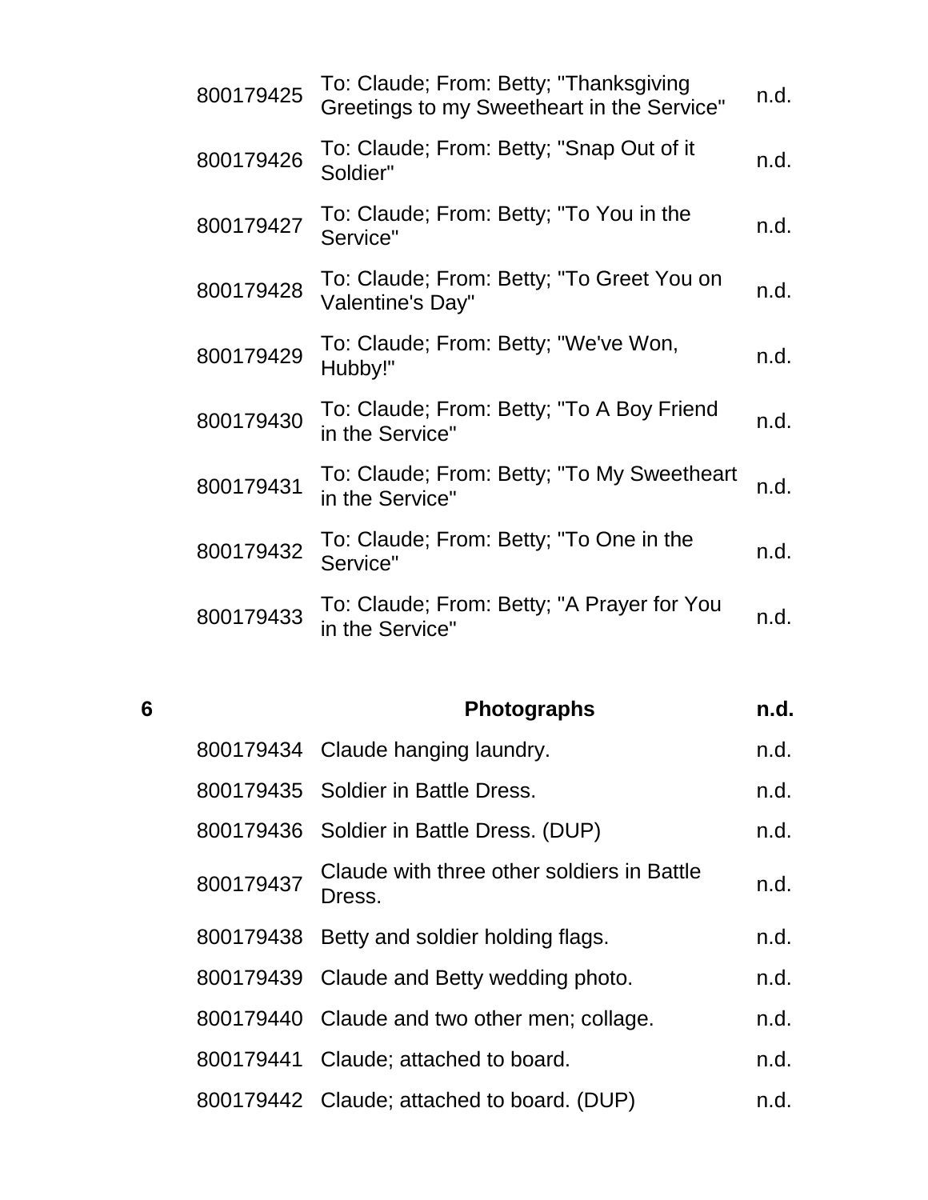| | | | |
|---|---|---|---|
| | 800179425 | To: Claude; From: Betty; "Thanksgiving Greetings to my Sweetheart in the Service" | n.d. |
| | 800179426 | To: Claude; From: Betty; "Snap Out of it Soldier" | n.d. |
| | 800179427 | To: Claude; From: Betty; "To You in the Service" | n.d. |
| | 800179428 | To: Claude; From: Betty; "To Greet You on Valentine's Day" | n.d. |
| | 800179429 | To: Claude; From: Betty; "We've Won, Hubby!" | n.d. |
| | 800179430 | To: Claude; From: Betty; "To A Boy Friend in the Service" | n.d. |
| | 800179431 | To: Claude; From: Betty; "To My Sweetheart in the Service" | n.d. |
| | 800179432 | To: Claude; From: Betty; "To One in the Service" | n.d. |
| | 800179433 | To: Claude; From: Betty; "A Prayer for You in the Service" | n.d. |
| **6** | | **Photographs** | **n.d.** |
| | 800179434 | Claude hanging laundry. | n.d. |
| | 800179435 | Soldier in Battle Dress. | n.d. |
| | 800179436 | Soldier in Battle Dress. (DUP) | n.d. |
| | 800179437 | Claude with three other soldiers in Battle Dress. | n.d. |
| | 800179438 | Betty and soldier holding flags. | n.d. |
| | 800179439 | Claude and Betty wedding photo. | n.d. |
| | 800179440 | Claude and two other men; collage. | n.d. |
| | 800179441 | Claude; attached to board. | n.d. |
| | 800179442 | Claude; attached to board. (DUP) | n.d. |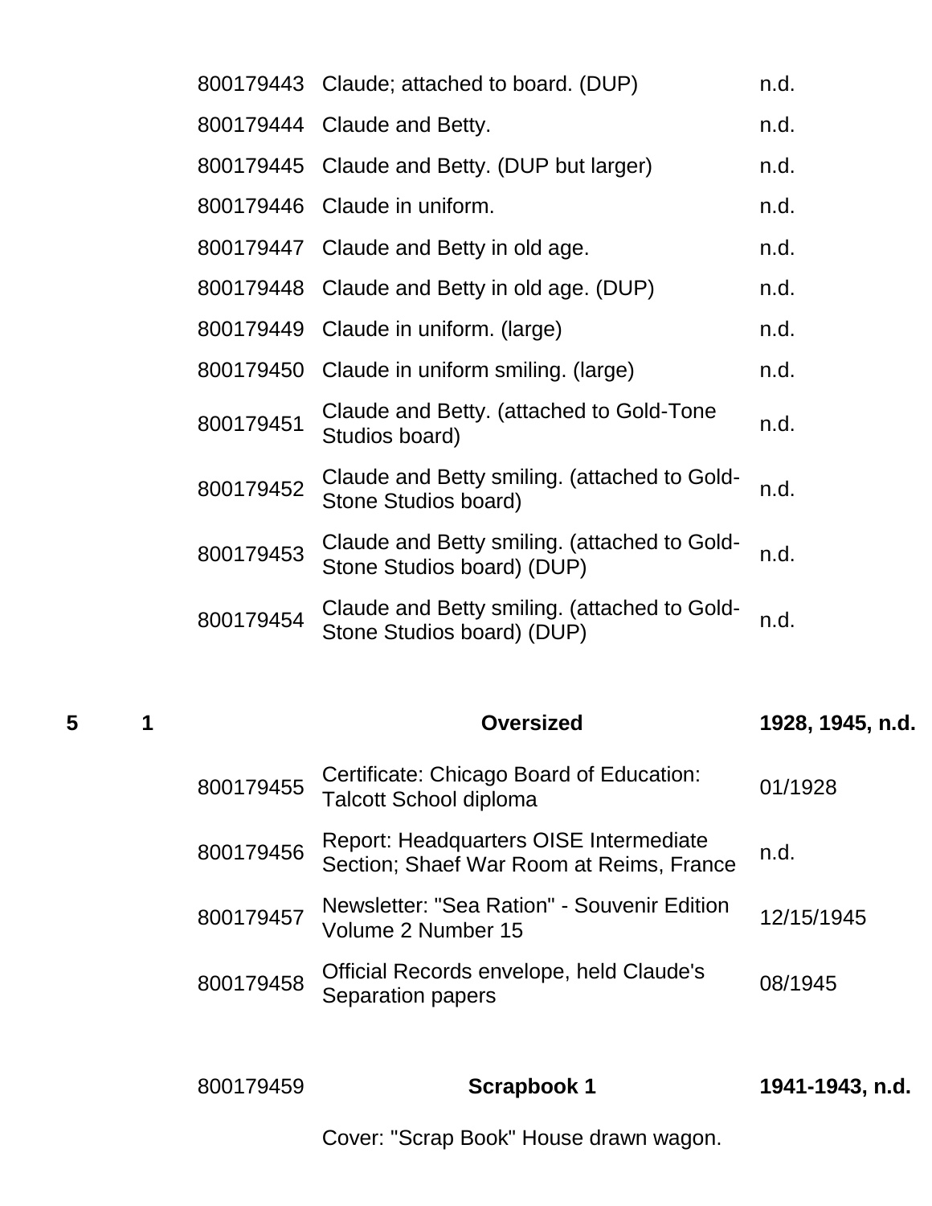| Box | Folder | ID | Description | Date |
|---|---|---|---|---|
| | | 800179443 | Claude; attached to board. (DUP) | n.d. |
| | | 800179444 | Claude and Betty. | n.d. |
| | | 800179445 | Claude and Betty. (DUP but larger) | n.d. |
| | | 800179446 | Claude in uniform. | n.d. |
| | | 800179447 | Claude and Betty in old age. | n.d. |
| | | 800179448 | Claude and Betty in old age. (DUP) | n.d. |
| | | 800179449 | Claude in uniform. (large) | n.d. |
| | | 800179450 | Claude in uniform smiling. (large) | n.d. |
| | | 800179451 | Claude and Betty. (attached to Gold-Tone Studios board) | n.d. |
| | | 800179452 | Claude and Betty smiling. (attached to Gold-Stone Studios board) | n.d. |
| | | 800179453 | Claude and Betty smiling. (attached to Gold-Stone Studios board) (DUP) | n.d. |
| | | 800179454 | Claude and Betty smiling. (attached to Gold-Stone Studios board) (DUP) | n.d. |
| **5** | **1** | | **Oversized** | **1928, 1945, n.d.** |
| | | 800179455 | Certificate: Chicago Board of Education: Talcott School diploma | 01/1928 |
| | | 800179456 | Report: Headquarters OISE Intermediate Section; Shaef War Room at Reims, France | n.d. |
| | | 800179457 | Newsletter: "Sea Ration" - Souvenir Edition Volume 2 Number 15 | 12/15/1945 |
| | | 800179458 | Official Records envelope, held Claude's Separation papers | 08/1945 |
| | | 800179459 | **Scrapbook 1** | **1941-1943, n.d.** |
| | | | Cover: "Scrap Book" House drawn wagon. | |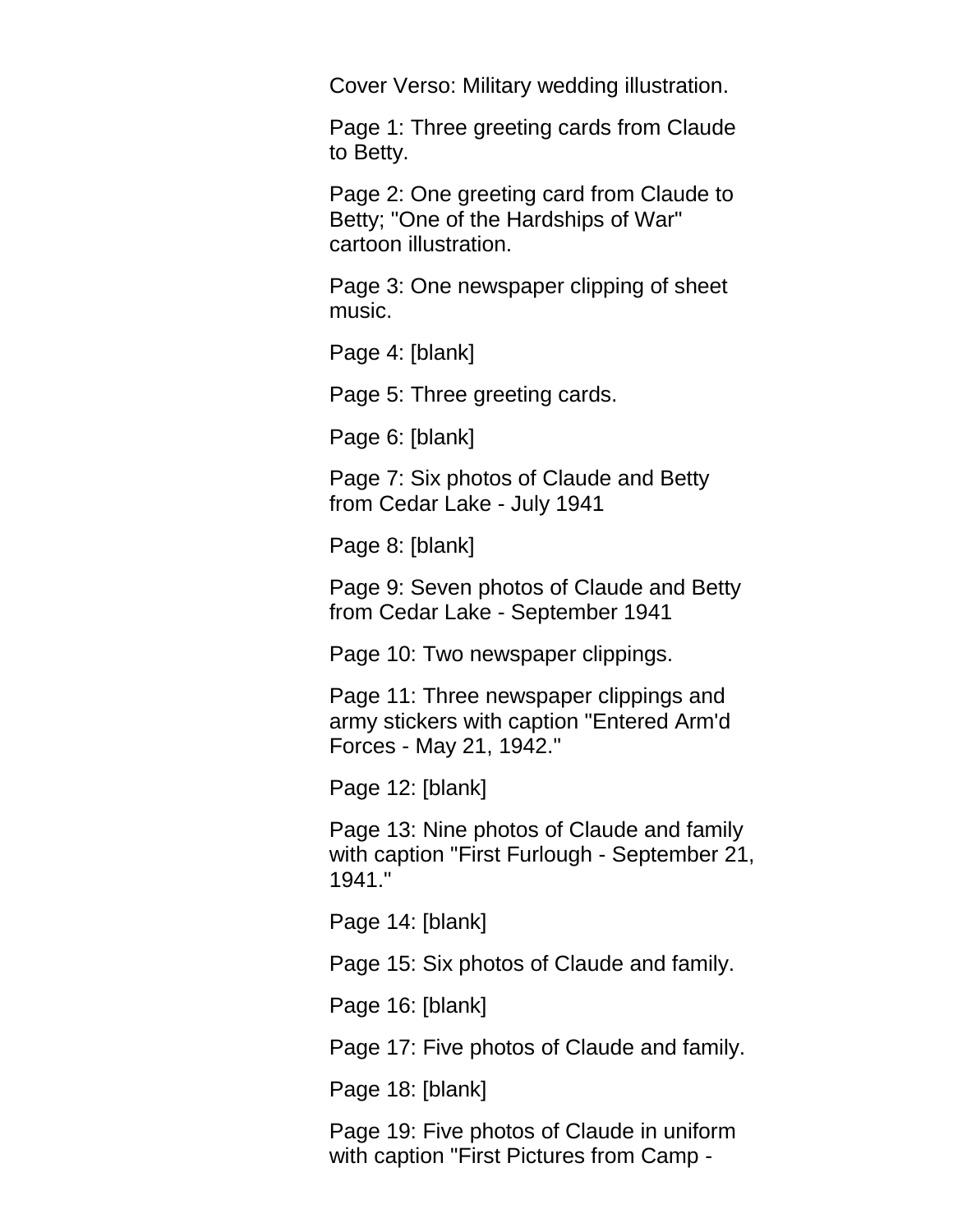Cover Verso: Military wedding illustration.

Page 1: Three greeting cards from Claude to Betty.

Page 2: One greeting card from Claude to Betty; "One of the Hardships of War" cartoon illustration.

Page 3: One newspaper clipping of sheet music.

Page 4: [blank]

Page 5: Three greeting cards.

Page 6: [blank]

Page 7: Six photos of Claude and Betty from Cedar Lake - July 1941

Page 8: [blank]

Page 9: Seven photos of Claude and Betty from Cedar Lake - September 1941

Page 10: Two newspaper clippings.

Page 11: Three newspaper clippings and army stickers with caption "Entered Arm'd Forces - May 21, 1942."

Page 12: [blank]

Page 13: Nine photos of Claude and family with caption "First Furlough - September 21, 1941."

Page 14: [blank]

Page 15: Six photos of Claude and family.

Page 16: [blank]

Page 17: Five photos of Claude and family.

Page 18: [blank]

Page 19: Five photos of Claude in uniform with caption "First Pictures from Camp -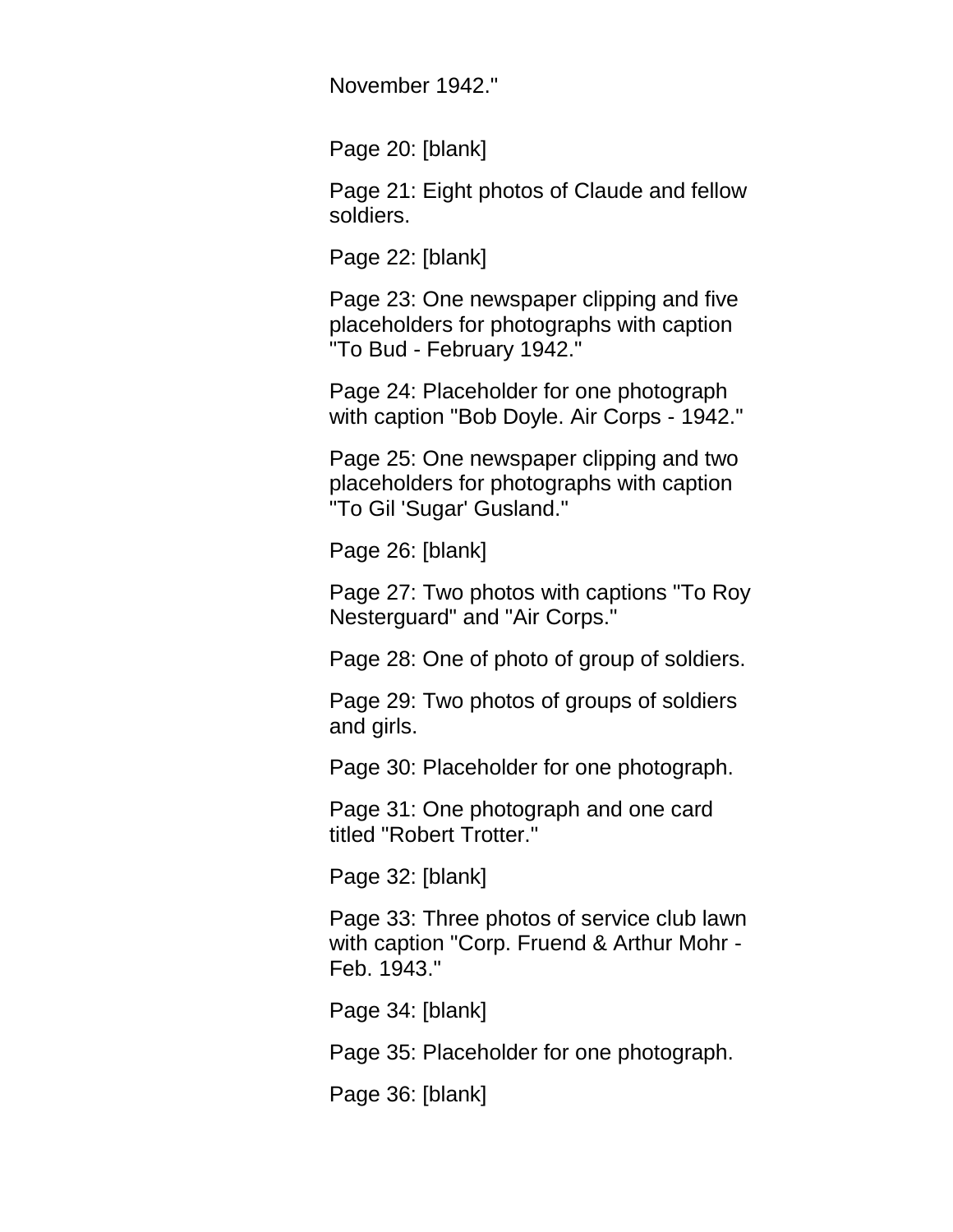November 1942."

Page 20: [blank]

Page 21: Eight photos of Claude and fellow soldiers.

Page 22: [blank]

Page 23: One newspaper clipping and five placeholders for photographs with caption "To Bud - February 1942."

Page 24: Placeholder for one photograph with caption "Bob Doyle. Air Corps - 1942."

Page 25: One newspaper clipping and two placeholders for photographs with caption "To Gil 'Sugar' Gusland."

Page 26: [blank]

Page 27: Two photos with captions "To Roy Nesterguard" and "Air Corps."

Page 28: One of photo of group of soldiers.

Page 29: Two photos of groups of soldiers and girls.

Page 30: Placeholder for one photograph.

Page 31: One photograph and one card titled "Robert Trotter."

Page 32: [blank]

Page 33: Three photos of service club lawn with caption "Corp. Fruend & Arthur Mohr - Feb. 1943."

Page 34: [blank]

Page 35: Placeholder for one photograph.

Page 36: [blank]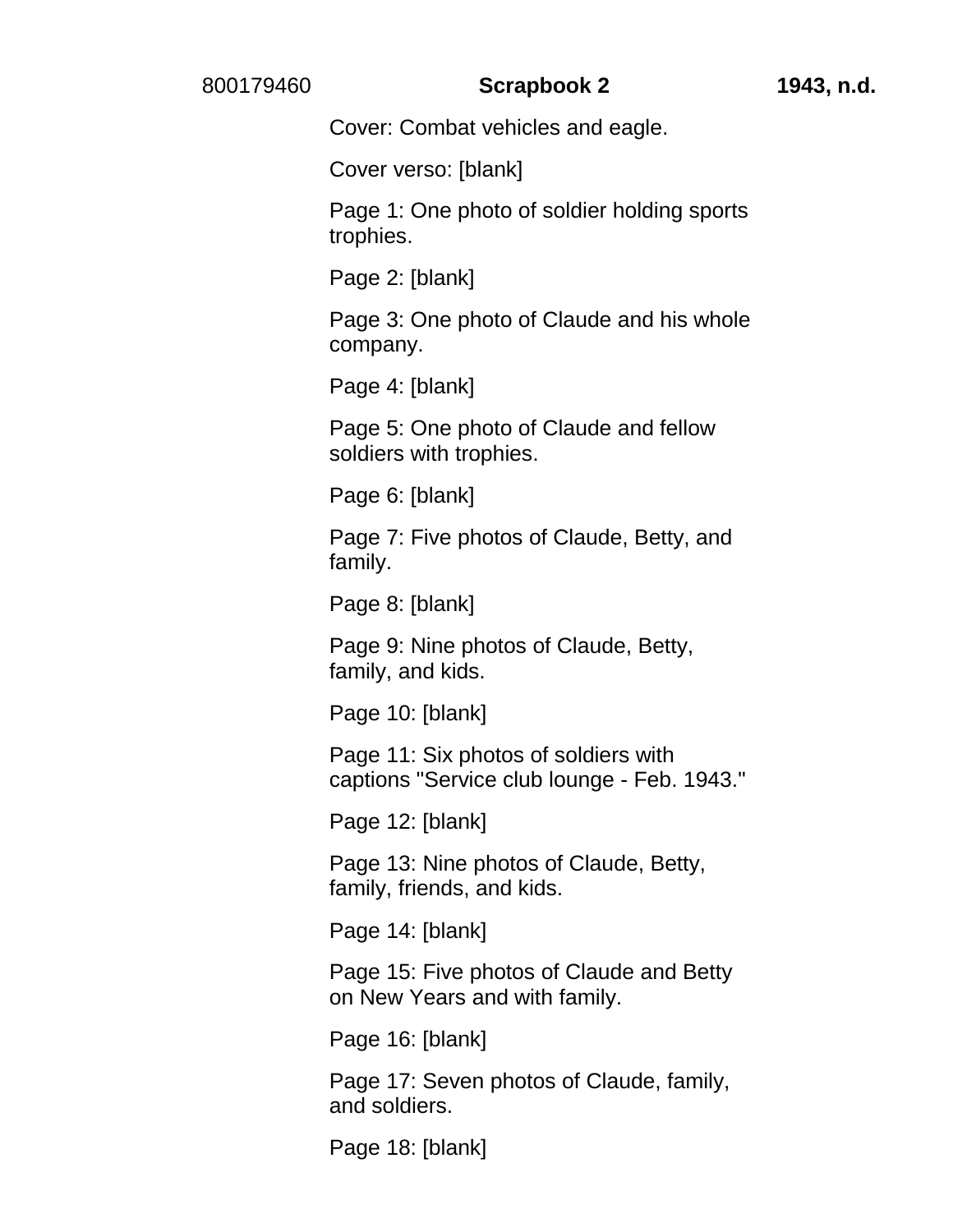800179460 **Scrapbook 2** **1943, n.d.**

Cover: Combat vehicles and eagle.

Cover verso: [blank]

Page 1: One photo of soldier holding sports trophies.

Page 2: [blank]

Page 3: One photo of Claude and his whole company.

Page 4: [blank]

Page 5: One photo of Claude and fellow soldiers with trophies.

Page 6: [blank]

Page 7: Five photos of Claude, Betty, and family.

Page 8: [blank]

Page 9: Nine photos of Claude, Betty, family, and kids.

Page 10: [blank]

Page 11: Six photos of soldiers with captions "Service club lounge - Feb. 1943."

Page 12: [blank]

Page 13: Nine photos of Claude, Betty, family, friends, and kids.

Page 14: [blank]

Page 15: Five photos of Claude and Betty on New Years and with family.

Page 16: [blank]

Page 17: Seven photos of Claude, family, and soldiers.

Page 18: [blank]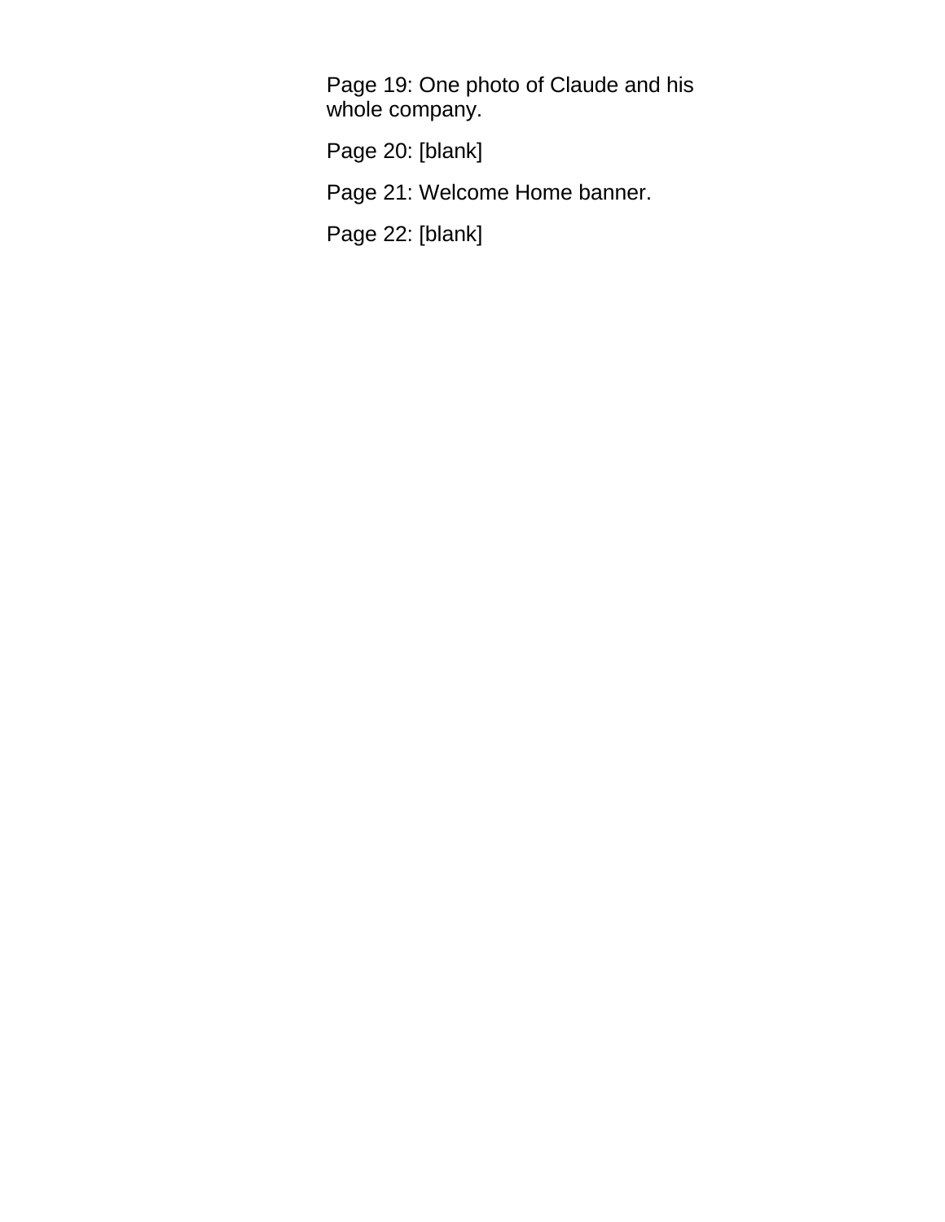Page 19: One photo of Claude and his whole company.

Page 20: [blank]

Page 21: Welcome Home banner.

Page 22: [blank]